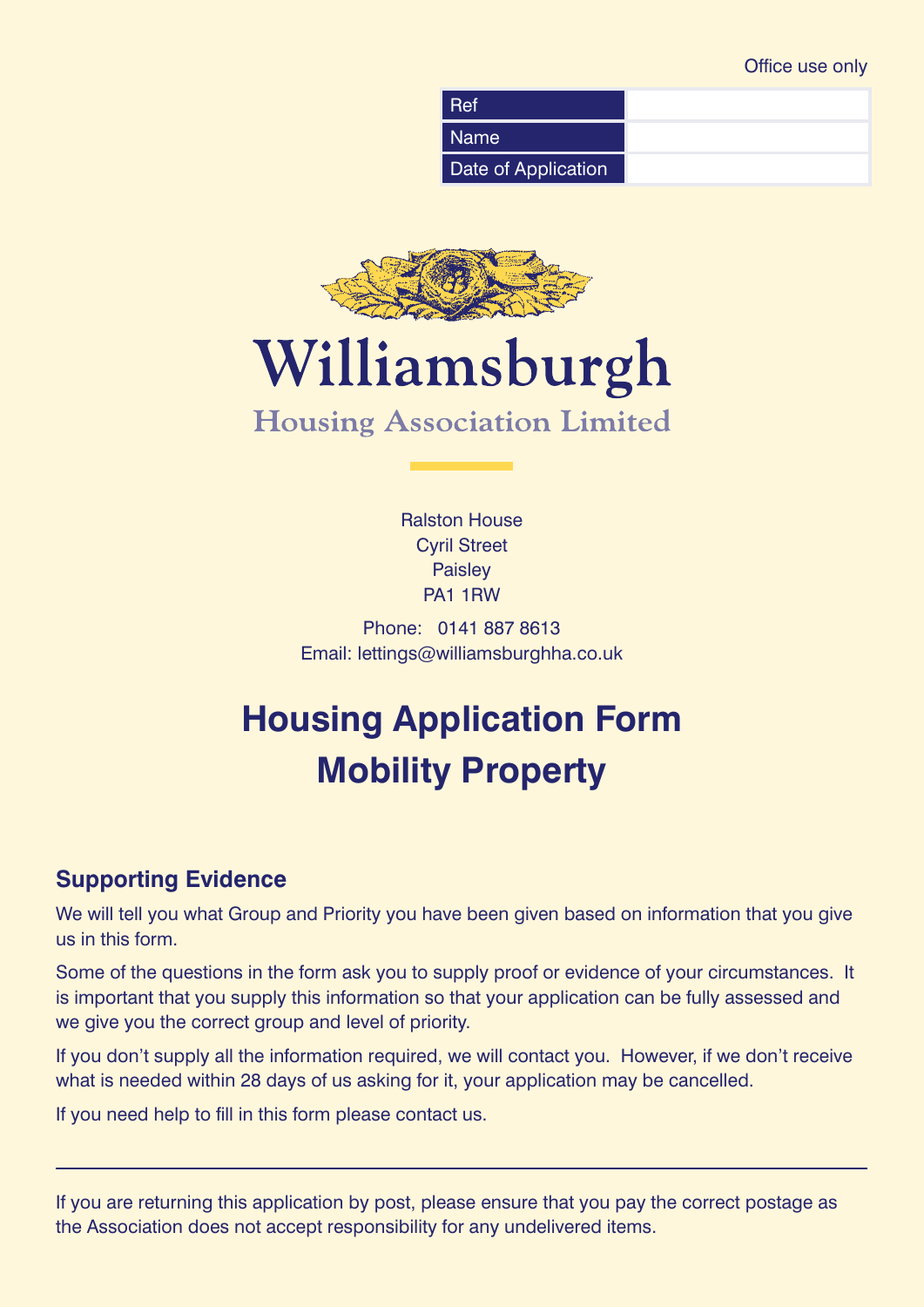Office use only

| | |
|---|---|
| Ref | |
| Name | |
| Date of Application | |

# Williamsburgh

Housing Association Limited

Ralston House
Cyril Street
Paisley
PA1 1RW

Phone: 0141 887 8613
Email: lettings@williamsburghha.co.uk

# Housing Application Form
# Mobility Property

## Supporting Evidence

We will tell you what Group and Priority you have been given based on information that you give us in this form.

Some of the questions in the form ask you to supply proof or evidence of your circumstances. It is important that you supply this information so that your application can be fully assessed and we give you the correct group and level of priority.

If you don't supply all the information required, we will contact you. However, if we don't receive what is needed within 28 days of us asking for it, your application may be cancelled.

If you need help to fill in this form please contact us.

---

If you are returning this application by post, please ensure that you pay the correct postage as the Association does not accept responsibility for any undelivered items.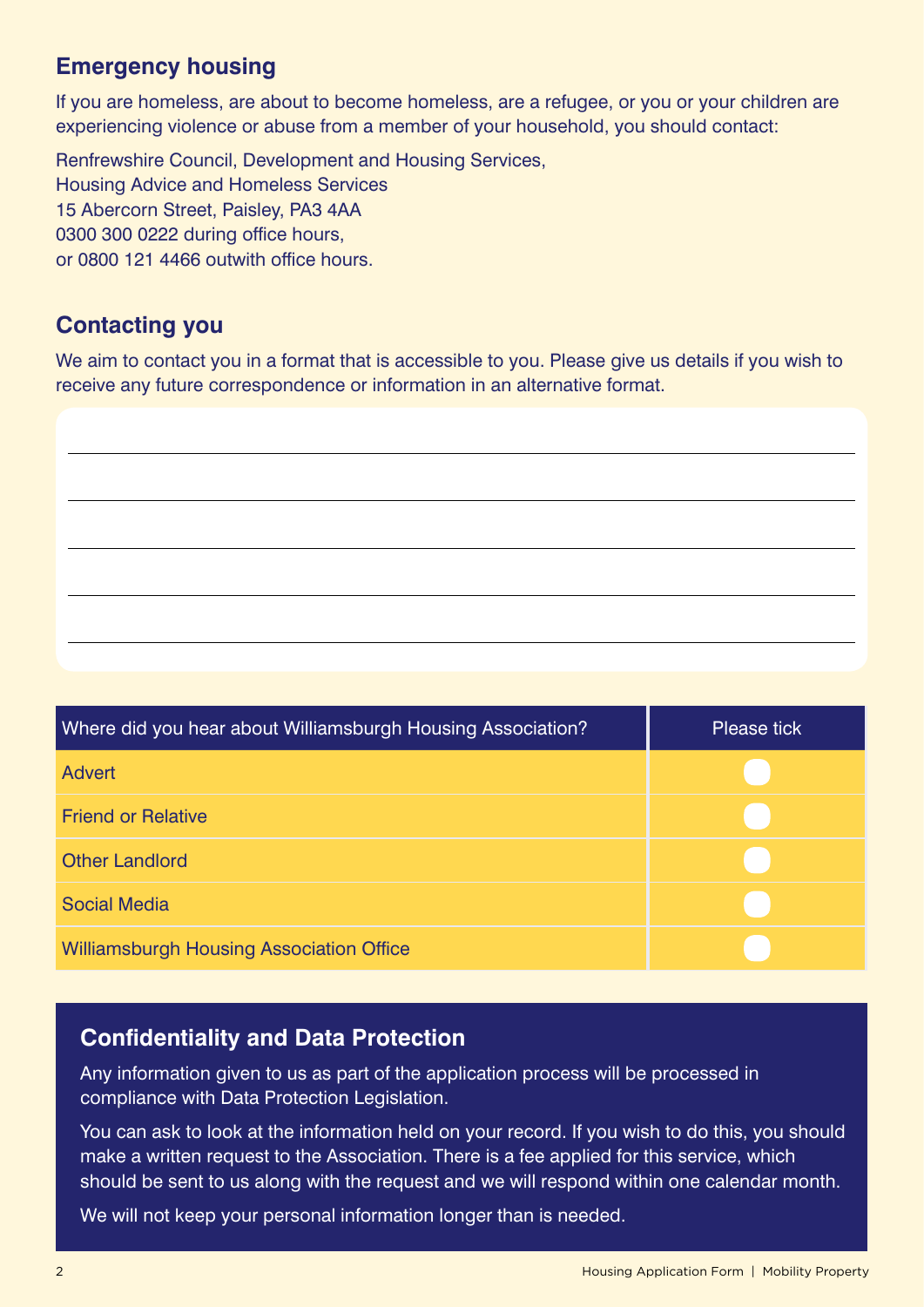## Emergency housing

If you are homeless, are about to become homeless, are a refugee, or you or your children are experiencing violence or abuse from a member of your household, you should contact:

Renfrewshire Council, Development and Housing Services,
Housing Advice and Homeless Services
15 Abercorn Street, Paisley, PA3 4AA
0300 300 0222 during office hours,
or 0800 121 4466 outwith office hours.

## Contacting you

We aim to contact you in a format that is accessible to you. Please give us details if you wish to receive any future correspondence or information in an alternative format.

\_\_\_\_\_\_\_\_\_\_\_\_\_\_\_\_\_\_\_\_\_\_\_\_\_\_\_\_\_\_\_\_\_\_\_\_\_\_\_\_

\_\_\_\_\_\_\_\_\_\_\_\_\_\_\_\_\_\_\_\_\_\_\_\_\_\_\_\_\_\_\_\_\_\_\_\_\_\_\_\_

\_\_\_\_\_\_\_\_\_\_\_\_\_\_\_\_\_\_\_\_\_\_\_\_\_\_\_\_\_\_\_\_\_\_\_\_\_\_\_\_

\_\_\_\_\_\_\_\_\_\_\_\_\_\_\_\_\_\_\_\_\_\_\_\_\_\_\_\_\_\_\_\_\_\_\_\_\_\_\_\_

\_\_\_\_\_\_\_\_\_\_\_\_\_\_\_\_\_\_\_\_\_\_\_\_\_\_\_\_\_\_\_\_\_\_\_\_\_\_\_\_

| Where did you hear about Williamsburgh Housing Association? | Please tick |
|---|---|
| Advert | ☐ |
| Friend or Relative | ☐ |
| Other Landlord | ☐ |
| Social Media | ☐ |
| Williamsburgh Housing Association Office | ☐ |

### Confidentiality and Data Protection

Any information given to us as part of the application process will be processed in compliance with Data Protection Legislation.

You can ask to look at the information held on your record. If you wish to do this, you should make a written request to the Association. There is a fee applied for this service, which should be sent to us along with the request and we will respond within one calendar month.

We will not keep your personal information longer than is needed.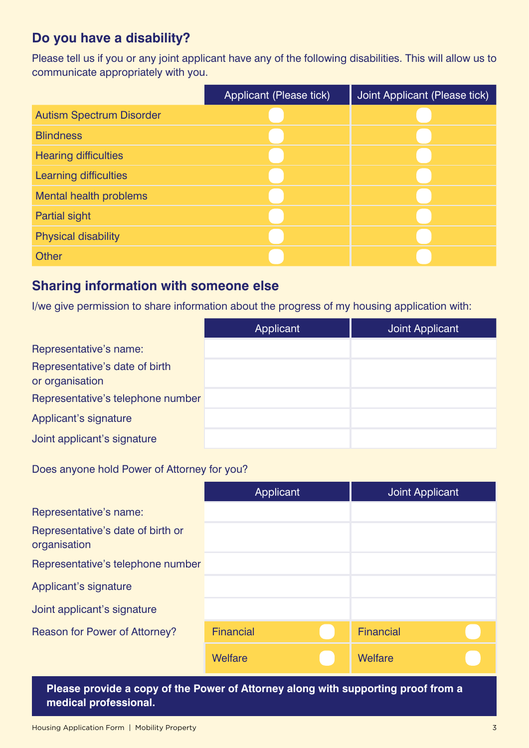## Do you have a disability?

Please tell us if you or any joint applicant have any of the following disabilities. This will allow us to communicate appropriately with you.

| | Applicant (Please tick) | Joint Applicant (Please tick) |
|---|---|---|
| Autism Spectrum Disorder | | |
| Blindness | | |
| Hearing difficulties | | |
| Learning difficulties | | |
| Mental health problems | | |
| Partial sight | | |
| Physical disability | | |
| Other | | |

## Sharing information with someone else

I/we give permission to share information about the progress of my housing application with:

| | Applicant | Joint Applicant |
|---|---|---|
| Representative's name: | | |
| Representative's date of birth or organisation | | |
| Representative's telephone number | | |
| Applicant's signature | | |
| Joint applicant's signature | | |

Does anyone hold Power of Attorney for you?

| | Applicant | Joint Applicant |
|---|---|---|
| Representative's name: | | |
| Representative's date of birth or organisation | | |
| Representative's telephone number | | |
| Applicant's signature | | |
| Joint applicant's signature | | |
| Reason for Power of Attorney? | Financial | Financial |
| | Welfare | Welfare |

**Please provide a copy of the Power of Attorney along with supporting proof from a medical professional.**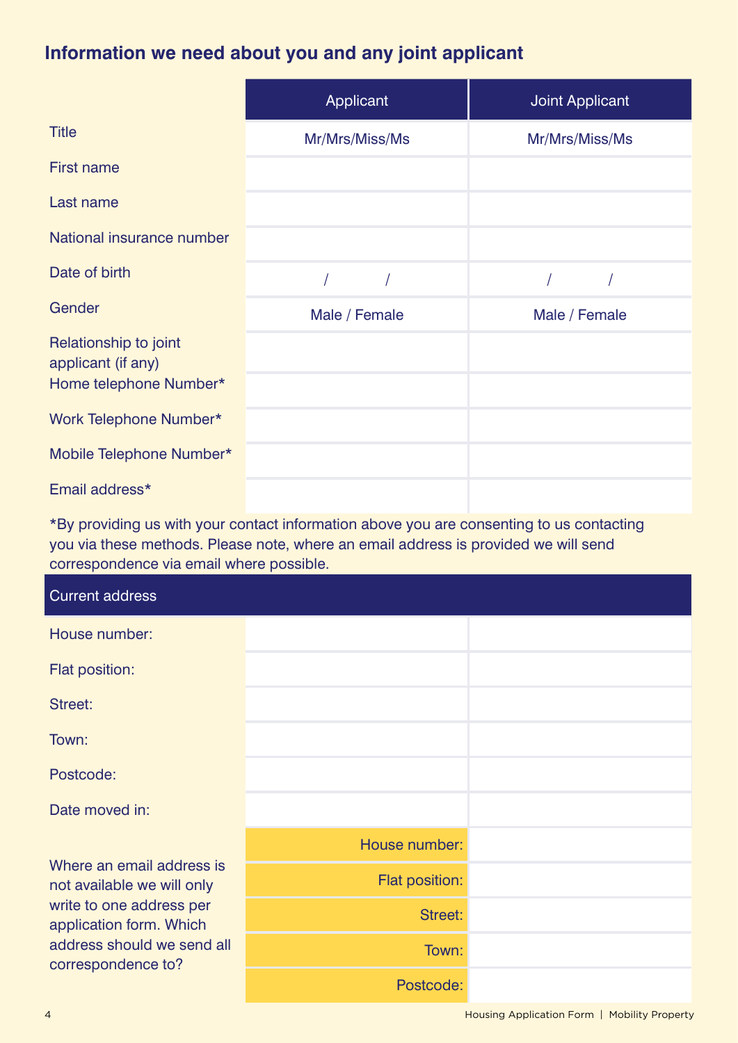## Information we need about you and any joint applicant

| | Applicant | Joint Applicant |
|---|---|---|
| Title | Mr/Mrs/Miss/Ms | Mr/Mrs/Miss/Ms |
| First name | | |
| Last name | | |
| National insurance number | | |
| Date of birth | / / | / / |
| Gender | Male / Female | Male / Female |
| Relationship to joint applicant (if any) | | |
| Home telephone Number* | | |
| Work Telephone Number* | | |
| Mobile Telephone Number* | | |
| Email address* | | |

*By providing us with your contact information above you are consenting to us contacting you via these methods. Please note, where an email address is provided we will send correspondence via email where possible.

| Current address | | |
|---|---|---|
| House number: | | |
| Flat position: | | |
| Street: | | |
| Town: | | |
| Postcode: | | |
| Date moved in: | | |
| Where an email address is not available we will only write to one address per application form. Which address should we send all correspondence to? | House number: | |
| | Flat position: | |
| | Street: | |
| | Town: | |
| | Postcode: | |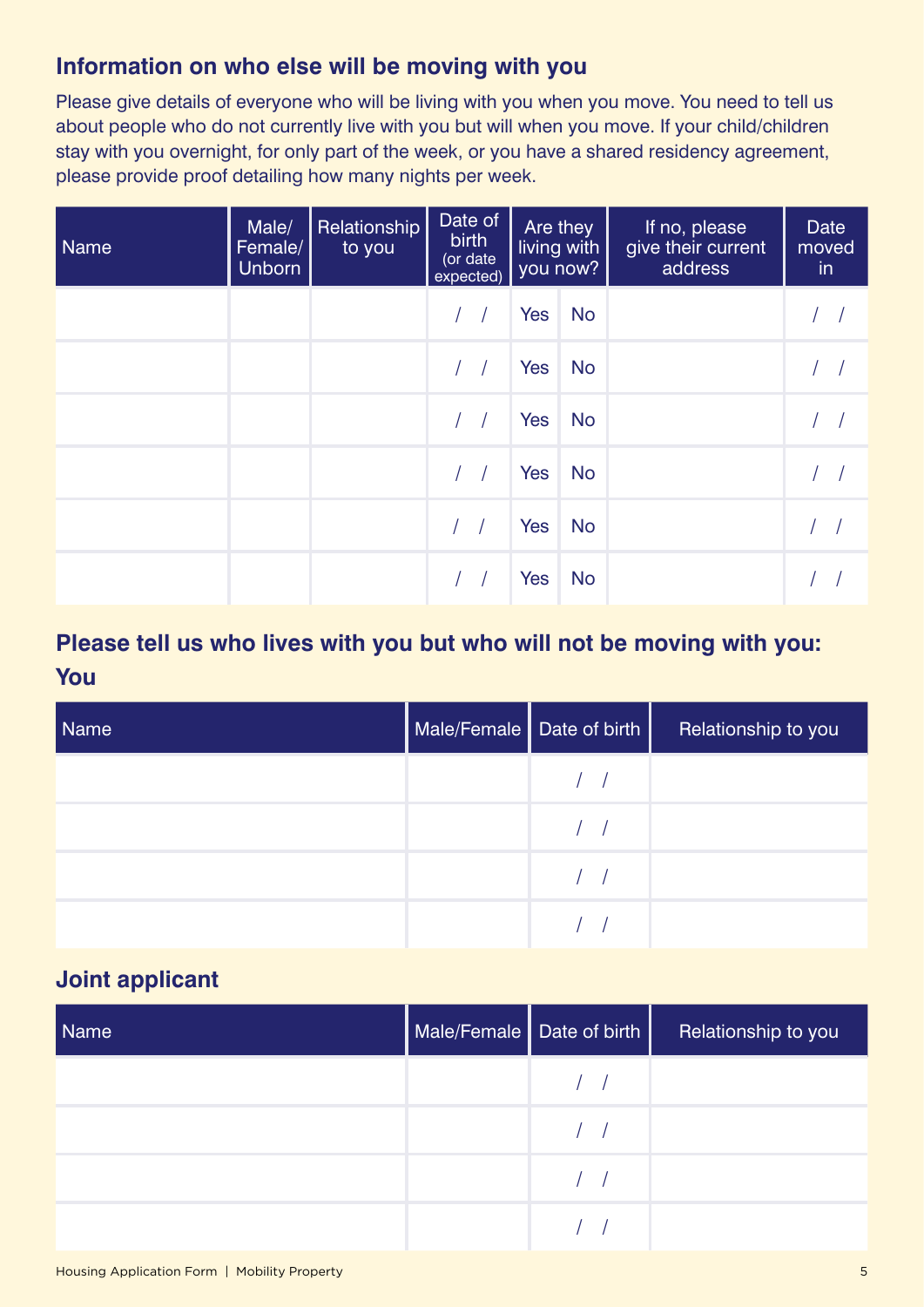## Information on who else will be moving with you

Please give details of everyone who will be living with you when you move. You need to tell us about people who do not currently live with you but will when you move. If your child/children stay with you overnight, for only part of the week, or you have a shared residency agreement, please provide proof detailing how many nights per week.

| Name | Male/ Female/ Unborn | Relationship to you | Date of birth (or date expected) | Are they living with you now? | | If no, please give their current address | Date moved in |
|---|---|---|---|---|---|---|---|
| | | | / / | Yes | No | | / / |
| | | | / / | Yes | No | | / / |
| | | | / / | Yes | No | | / / |
| | | | / / | Yes | No | | / / |
| | | | / / | Yes | No | | / / |
| | | | / / | Yes | No | | / / |

## Please tell us who lives with you but who will not be moving with you:

### You

| Name | Male/Female | Date of birth | Relationship to you |
|---|---|---|---|
| | | / / | |
| | | / / | |
| | | / / | |
| | | / / | |

### Joint applicant

| Name | Male/Female | Date of birth | Relationship to you |
|---|---|---|---|
| | | / / | |
| | | / / | |
| | | / / | |
| | | / / | |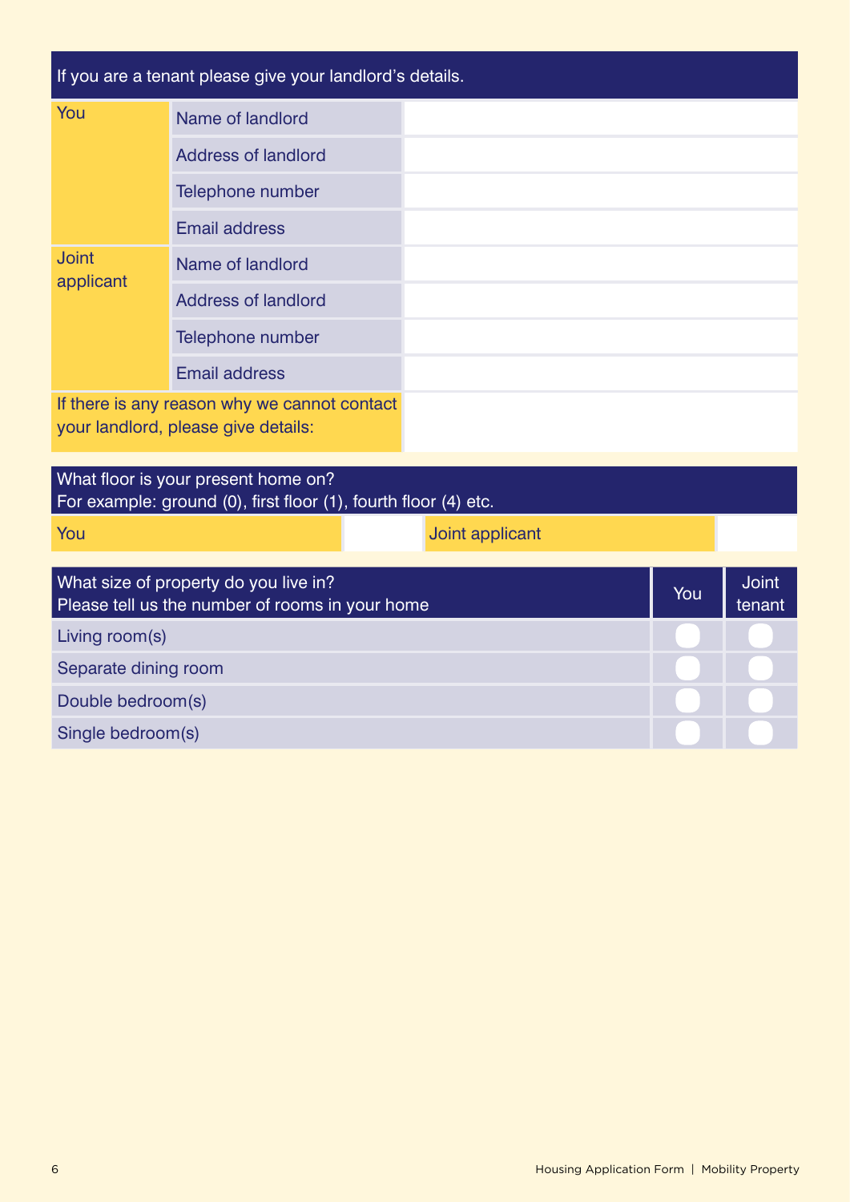| If you are a tenant please give your landlord's details. | | |
|---|---|---|
| You | Name of landlord | |
| | Address of landlord | |
| | Telephone number | |
| | Email address | |
| Joint applicant | Name of landlord | |
| | Address of landlord | |
| | Telephone number | |
| | Email address | |
| If there is any reason why we cannot contact your landlord, please give details: | | |

| What floor is your present home on? For example: ground (0), first floor (1), fourth floor (4) etc. | | | |
|---|---|---|---|
| You | | Joint applicant | |

| What size of property do you live in? Please tell us the number of rooms in your home | You | Joint tenant |
|---|---|---|
| Living room(s) | | |
| Separate dining room | | |
| Double bedroom(s) | | |
| Single bedroom(s) | | |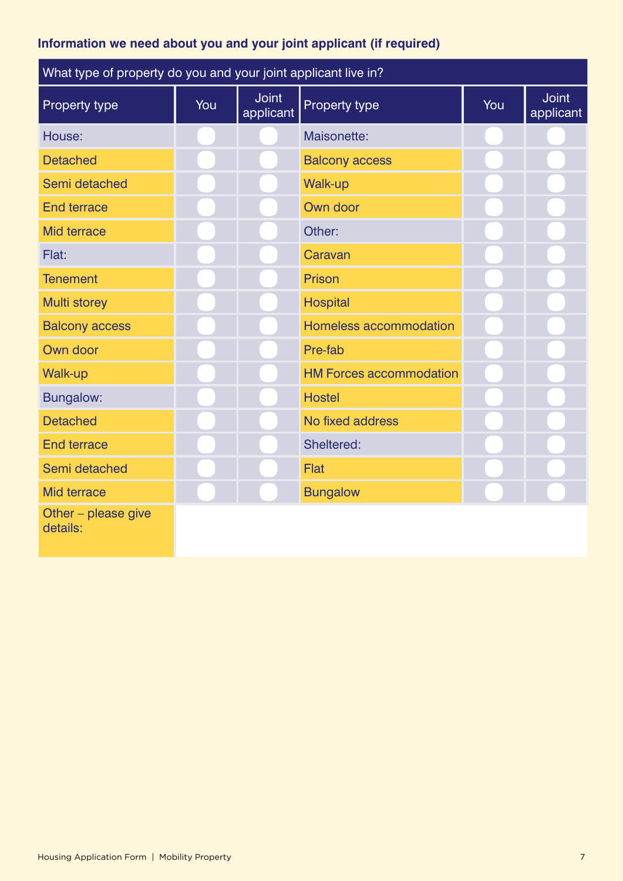### Information we need about you and your joint applicant (if required)

| What type of property do you and your joint applicant live in? | | | | | |
|---|---|---|---|---|---|
| Property type | You | Joint applicant | Property type | You | Joint applicant |
| House: | | | Maisonette: | | |
| Detached | | | Balcony access | | |
| Semi detached | | | Walk-up | | |
| End terrace | | | Own door | | |
| Mid terrace | | | Other: | | |
| Flat: | | | Caravan | | |
| Tenement | | | Prison | | |
| Multi storey | | | Hospital | | |
| Balcony access | | | Homeless accommodation | | |
| Own door | | | Pre-fab | | |
| Walk-up | | | HM Forces accommodation | | |
| Bungalow: | | | Hostel | | |
| Detached | | | No fixed address | | |
| End terrace | | | Sheltered: | | |
| Semi detached | | | Flat | | |
| Mid terrace | | | Bungalow | | |
| Other – please give details: | | | | | |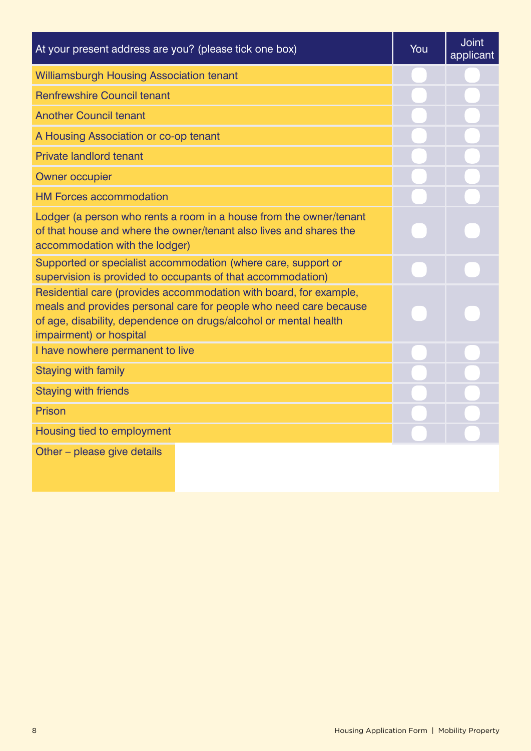| At your present address are you? (please tick one box) | You | Joint applicant |
|---|---|---|
| Williamsburgh Housing Association tenant | | |
| Renfrewshire Council tenant | | |
| Another Council tenant | | |
| A Housing Association or co-op tenant | | |
| Private landlord tenant | | |
| Owner occupier | | |
| HM Forces accommodation | | |
| Lodger (a person who rents a room in a house from the owner/tenant of that house and where the owner/tenant also lives and shares the accommodation with the lodger) | | |
| Supported or specialist accommodation (where care, support or supervision is provided to occupants of that accommodation) | | |
| Residential care (provides accommodation with board, for example, meals and provides personal care for people who need care because of age, disability, dependence on drugs/alcohol or mental health impairment) or hospital | | |
| I have nowhere permanent to live | | |
| Staying with family | | |
| Staying with friends | | |
| Prison | | |
| Housing tied to employment | | |
| Other – please give details | | |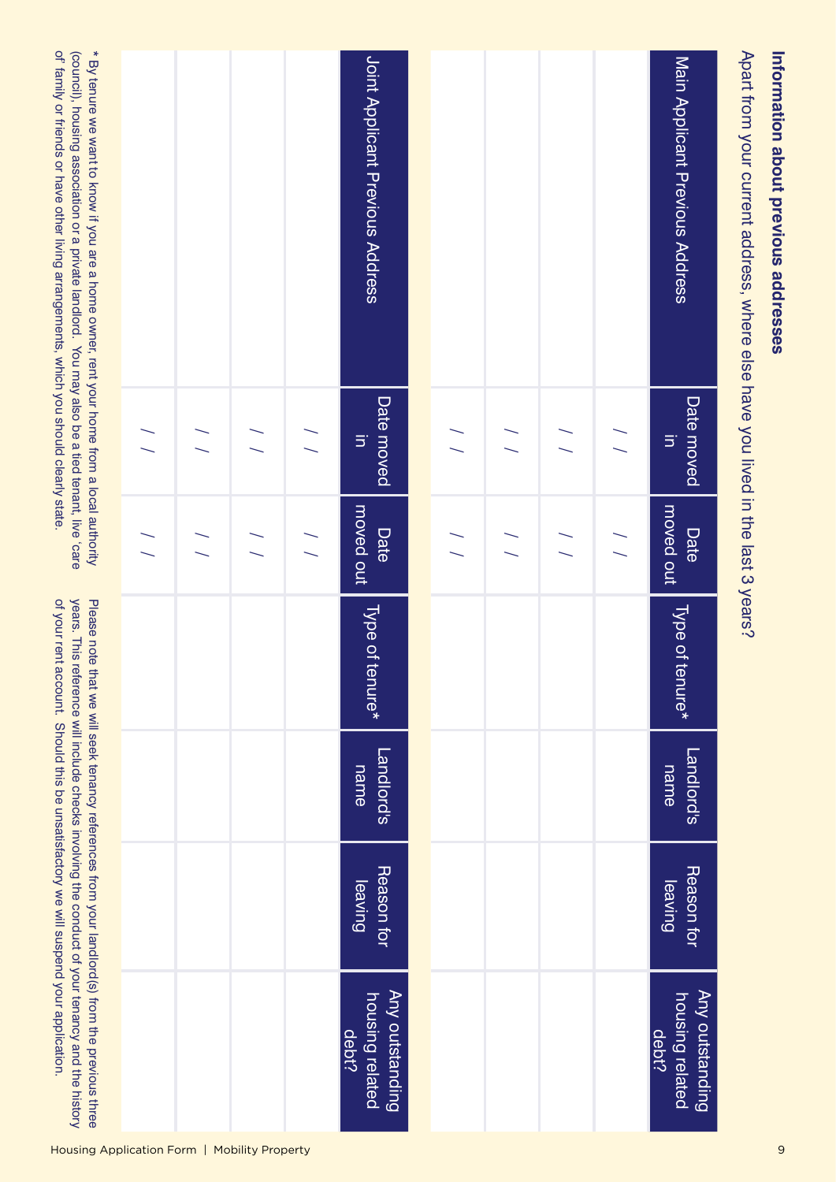## Information about previous addresses

Apart from your current address, where else have you lived in the last 3 years?

| Main Applicant Previous Address | Date moved in | Date moved out | Type of tenure* | Landlord's name | Reason for leaving | Any outstanding housing related debt? |
|---|---|---|---|---|---|---|
| | / / | / / | | | | |
| | / / | / / | | | | |
| | / / | / / | | | | |
| | / / | / / | | | | |

| Joint Applicant Previous Address | Date moved in | Date moved out | Type of tenure* | Landlord's name | Reason for leaving | Any outstanding housing related debt? |
|---|---|---|---|---|---|---|
| | / / | / / | | | | |
| | / / | / / | | | | |
| | / / | / / | | | | |
| | / / | / / | | | | |

* By tenure we want to know if you are a home owner, rent your home from a local authority (council), housing association or a private landlord. You may also be a tied tenant, live 'care of' family or friends or have other living arrangements, which you should clearly state.

Please note that we will seek tenancy references from your landlord(s) from the previous three years. This reference will include checks involving the conduct of your tenancy and the history of your rent account. Should this be unsatisfactory we will suspend your application.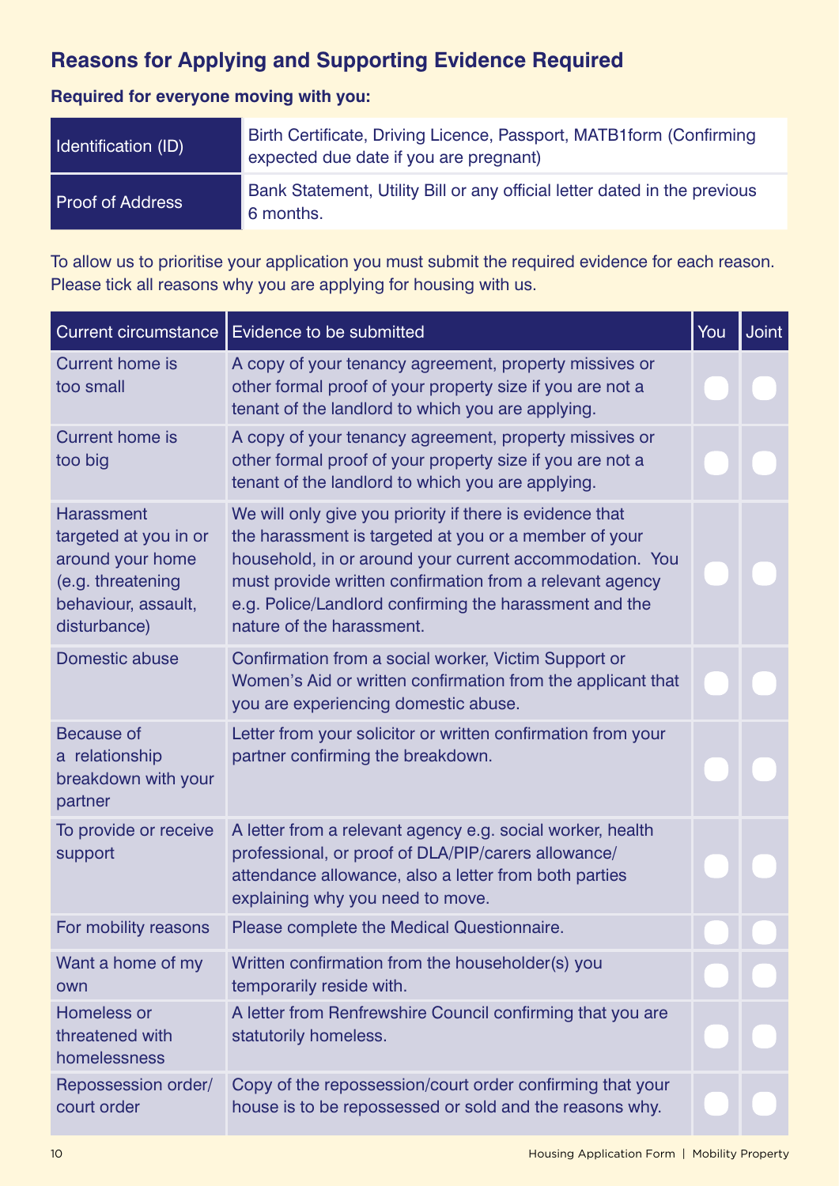## Reasons for Applying and Supporting Evidence Required

**Required for everyone moving with you:**

| | |
|---|---|
| Identification (ID) | Birth Certificate, Driving Licence, Passport, MATB1form (Confirming expected due date if you are pregnant) |
| Proof of Address | Bank Statement, Utility Bill or any official letter dated in the previous 6 months. |

To allow us to prioritise your application you must submit the required evidence for each reason. Please tick all reasons why you are applying for housing with us.

| Current circumstance | Evidence to be submitted | You | Joint |
|---|---|---|---|
| Current home is too small | A copy of your tenancy agreement, property missives or other formal proof of your property size if you are not a tenant of the landlord to which you are applying. | | |
| Current home is too big | A copy of your tenancy agreement, property missives or other formal proof of your property size if you are not a tenant of the landlord to which you are applying. | | |
| Harassment targeted at you in or around your home (e.g. threatening behaviour, assault, disturbance) | We will only give you priority if there is evidence that the harassment is targeted at you or a member of your household, in or around your current accommodation. You must provide written confirmation from a relevant agency e.g. Police/Landlord confirming the harassment and the nature of the harassment. | | |
| Domestic abuse | Confirmation from a social worker, Victim Support or Women's Aid or written confirmation from the applicant that you are experiencing domestic abuse. | | |
| Because of a relationship breakdown with your partner | Letter from your solicitor or written confirmation from your partner confirming the breakdown. | | |
| To provide or receive support | A letter from a relevant agency e.g. social worker, health professional, or proof of DLA/PIP/carers allowance/ attendance allowance, also a letter from both parties explaining why you need to move. | | |
| For mobility reasons | Please complete the Medical Questionnaire. | | |
| Want a home of my own | Written confirmation from the householder(s) you temporarily reside with. | | |
| Homeless or threatened with homelessness | A letter from Renfrewshire Council confirming that you are statutorily homeless. | | |
| Repossession order/ court order | Copy of the repossession/court order confirming that your house is to be repossessed or sold and the reasons why. | | |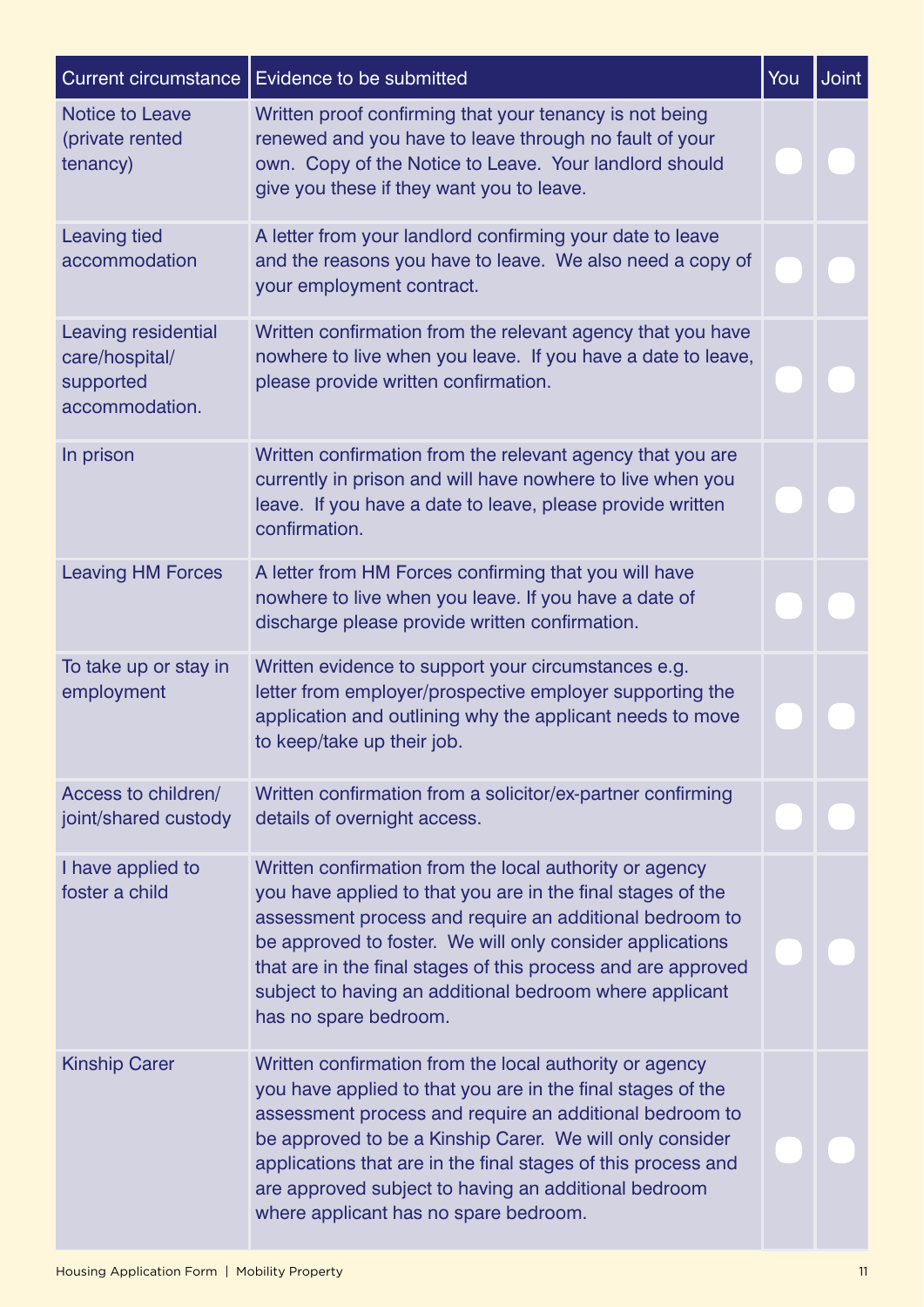| Current circumstance | Evidence to be submitted | You | Joint |
|---|---|---|---|
| Notice to Leave (private rented tenancy) | Written proof confirming that your tenancy is not being renewed and you have to leave through no fault of your own. Copy of the Notice to Leave. Your landlord should give you these if they want you to leave. | | |
| Leaving tied accommodation | A letter from your landlord confirming your date to leave and the reasons you have to leave. We also need a copy of your employment contract. | | |
| Leaving residential care/hospital/ supported accommodation. | Written confirmation from the relevant agency that you have nowhere to live when you leave. If you have a date to leave, please provide written confirmation. | | |
| In prison | Written confirmation from the relevant agency that you are currently in prison and will have nowhere to live when you leave. If you have a date to leave, please provide written confirmation. | | |
| Leaving HM Forces | A letter from HM Forces confirming that you will have nowhere to live when you leave. If you have a date of discharge please provide written confirmation. | | |
| To take up or stay in employment | Written evidence to support your circumstances e.g. letter from employer/prospective employer supporting the application and outlining why the applicant needs to move to keep/take up their job. | | |
| Access to children/ joint/shared custody | Written confirmation from a solicitor/ex-partner confirming details of overnight access. | | |
| I have applied to foster a child | Written confirmation from the local authority or agency you have applied to that you are in the final stages of the assessment process and require an additional bedroom to be approved to foster. We will only consider applications that are in the final stages of this process and are approved subject to having an additional bedroom where applicant has no spare bedroom. | | |
| Kinship Carer | Written confirmation from the local authority or agency you have applied to that you are in the final stages of the assessment process and require an additional bedroom to be approved to be a Kinship Carer. We will only consider applications that are in the final stages of this process and are approved subject to having an additional bedroom where applicant has no spare bedroom. | | |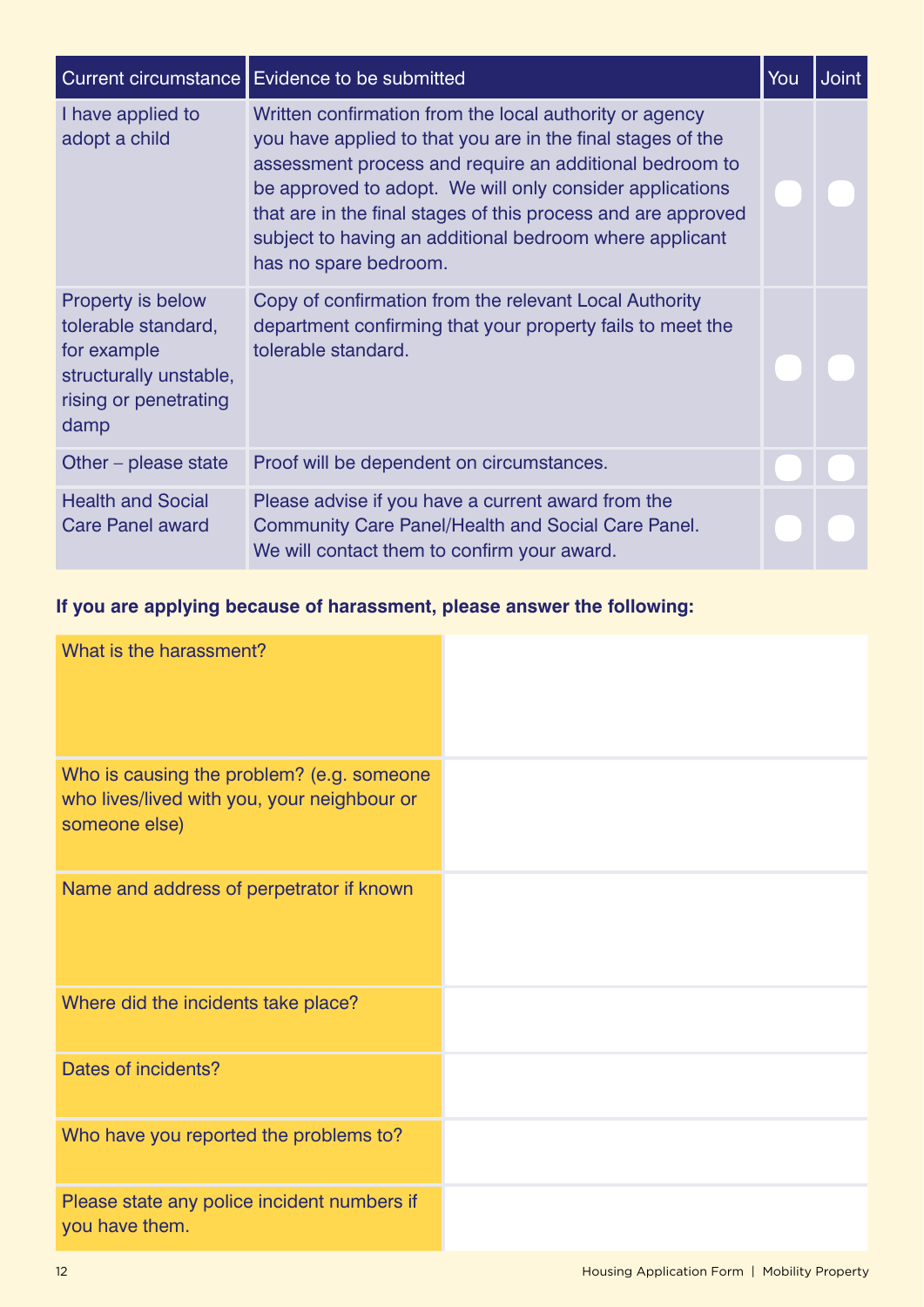| Current circumstance | Evidence to be submitted | You | Joint |
|---|---|---|---|
| I have applied to adopt a child | Written confirmation from the local authority or agency you have applied to that you are in the final stages of the assessment process and require an additional bedroom to be approved to adopt. We will only consider applications that are in the final stages of this process and are approved subject to having an additional bedroom where applicant has no spare bedroom. | | |
| Property is below tolerable standard, for example structurally unstable, rising or penetrating damp | Copy of confirmation from the relevant Local Authority department confirming that your property fails to meet the tolerable standard. | | |
| Other – please state | Proof will be dependent on circumstances. | | |
| Health and Social Care Panel award | Please advise if you have a current award from the Community Care Panel/Health and Social Care Panel. We will contact them to confirm your award. | | |

**If you are applying because of harassment, please answer the following:**

| | |
|---|---|
| What is the harassment? | |
| Who is causing the problem? (e.g. someone who lives/lived with you, your neighbour or someone else) | |
| Name and address of perpetrator if known | |
| Where did the incidents take place? | |
| Dates of incidents? | |
| Who have you reported the problems to? | |
| Please state any police incident numbers if you have them. | |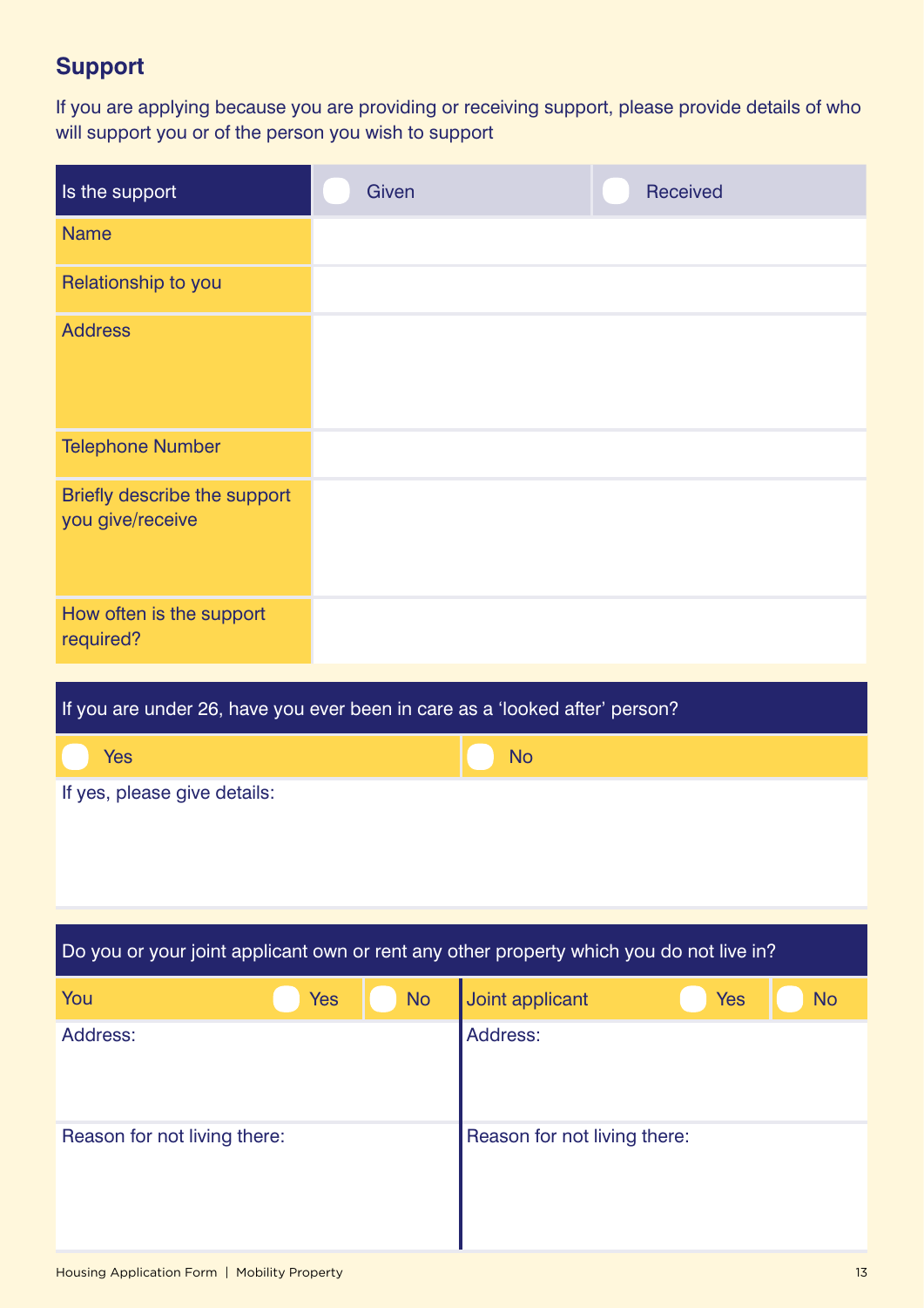## Support

If you are applying because you are providing or receiving support, please provide details of who will support you or of the person you wish to support

| Is the support | Given | Received |
| --- | --- | --- |
| Name | | |
| Relationship to you | | |
| Address | | |
| Telephone Number | | |
| Briefly describe the support you give/receive | | |
| How often is the support required? | | |

| If you are under 26, have you ever been in care as a 'looked after' person? | |
| --- | --- |
| Yes | No |
| If yes, please give details: | |

| Do you or your joint applicant own or rent any other property which you do not live in? | | | | | |
| --- | --- | --- | --- | --- | --- |
| You | Yes | No | Joint applicant | Yes | No |
| Address: | | | Address: | | |
| Reason for not living there: | | | Reason for not living there: | | |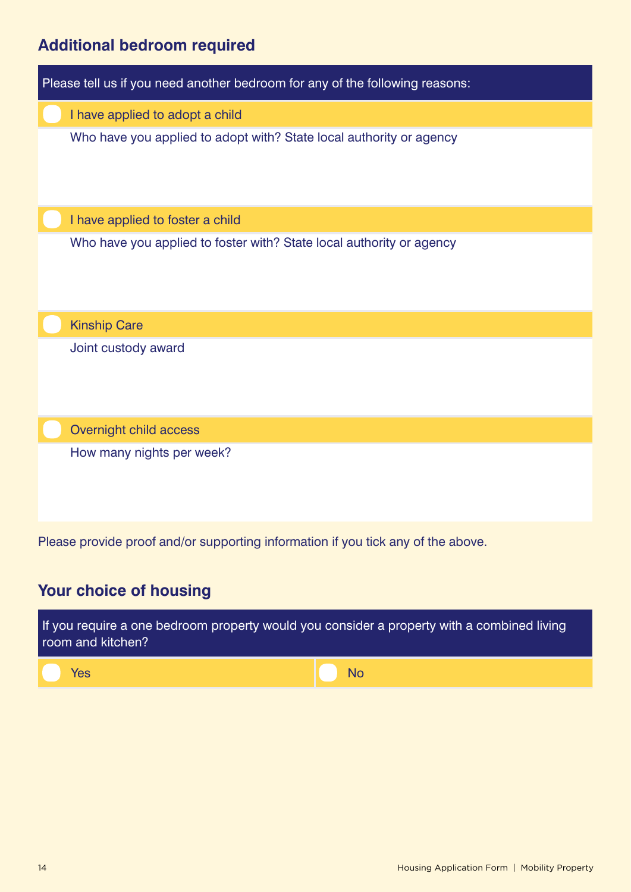## Additional bedroom required

Please tell us if you need another bedroom for any of the following reasons:

- [ ] I have applied to adopt a child

Who have you applied to adopt with? State local authority or agency

- [ ] I have applied to foster a child

Who have you applied to foster with? State local authority or agency

- [ ] Kinship Care

Joint custody award

- [ ] Overnight child access

How many nights per week?

Please provide proof and/or supporting information if you tick any of the above.

## Your choice of housing

If you require a one bedroom property would you consider a property with a combined living room and kitchen?

- [ ] Yes
- [ ] No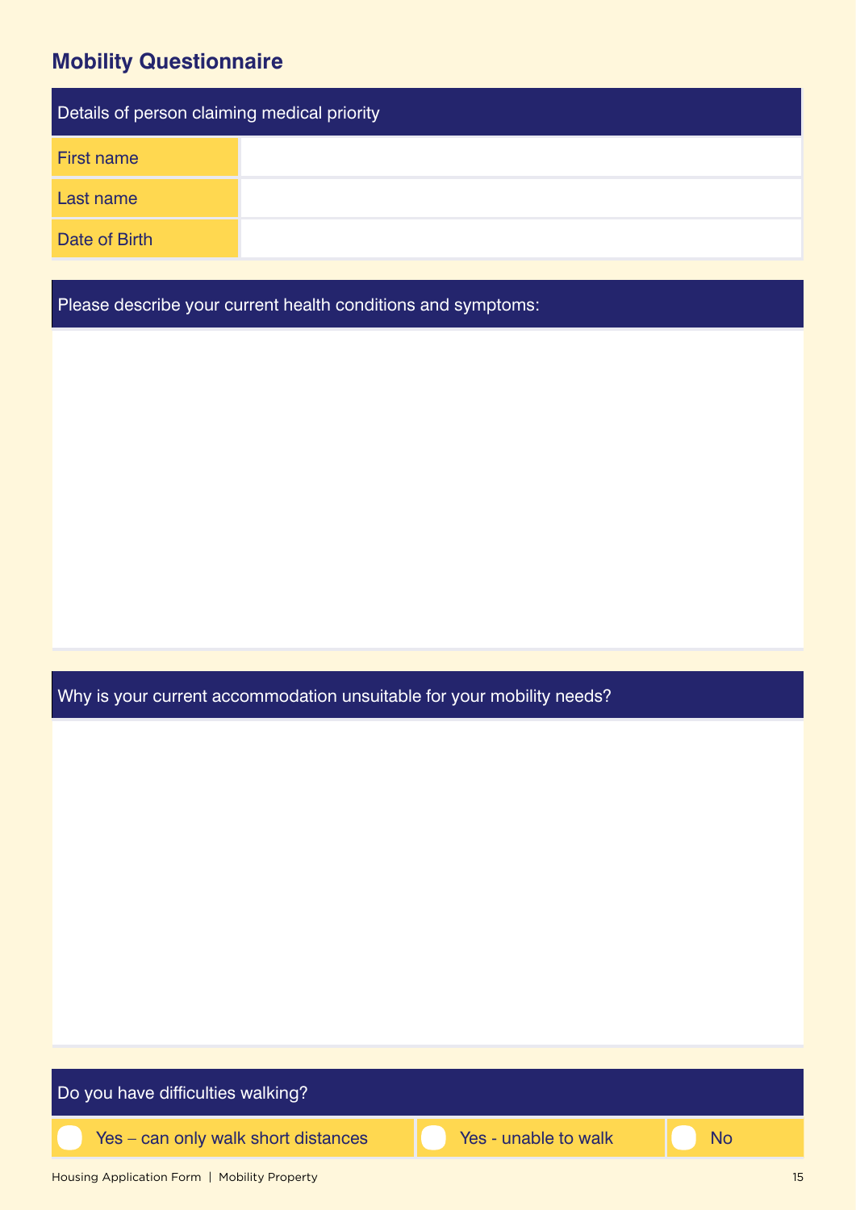## Mobility Questionnaire

| Details of person claiming medical priority | |
|---|---|
| First name | |
| Last name | |
| Date of Birth | |

**Please describe your current health conditions and symptoms:**

**Why is your current accommodation unsuitable for your mobility needs?**

**Do you have difficulties walking?**

- ☐ Yes – can only walk short distances
- ☐ Yes - unable to walk
- ☐ No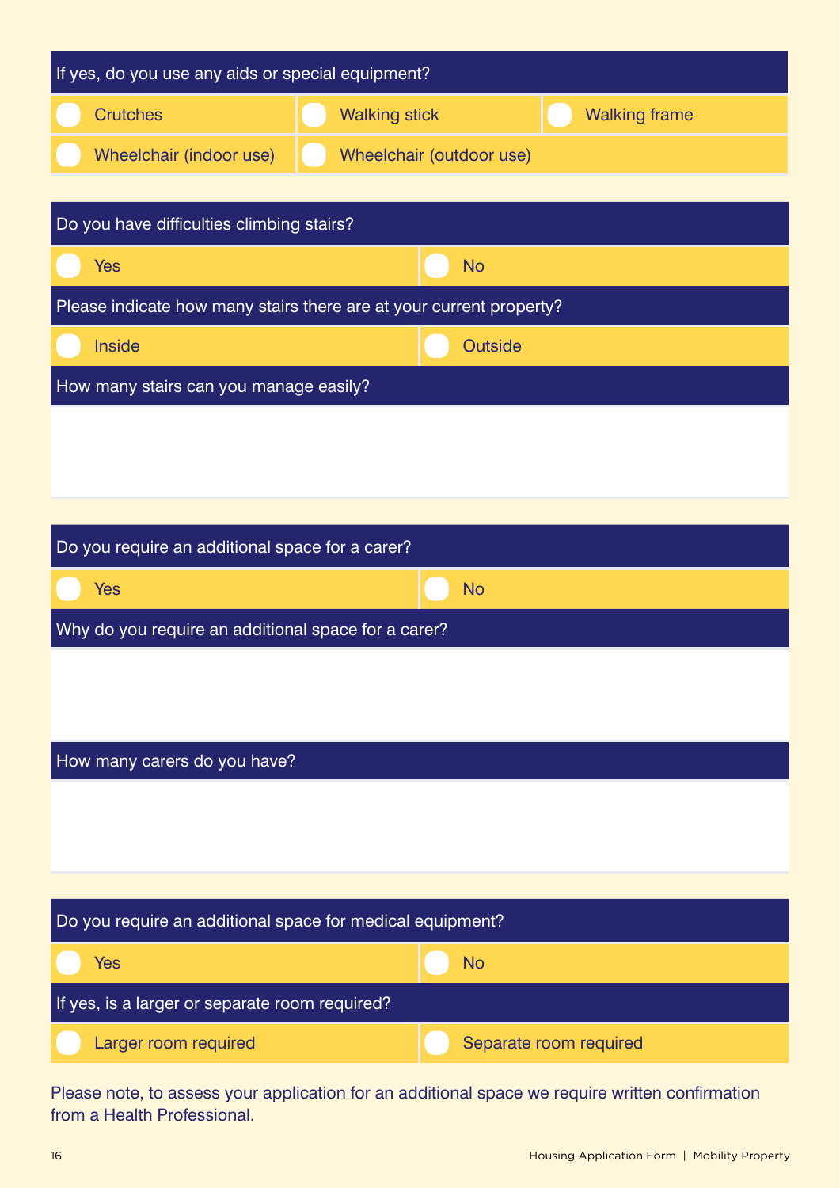If yes, do you use any aids or special equipment?

- ☐ Crutches
- ☐ Walking stick
- ☐ Walking frame
- ☐ Wheelchair (indoor use)
- ☐ Wheelchair (outdoor use)

Do you have difficulties climbing stairs?

- ☐ Yes
- ☐ No

Please indicate how many stairs there are at your current property?

- ☐ Inside
- ☐ Outside

How many stairs can you manage easily?

Do you require an additional space for a carer?

- ☐ Yes
- ☐ No

Why do you require an additional space for a carer?

How many carers do you have?

Do you require an additional space for medical equipment?

- ☐ Yes
- ☐ No

If yes, is a larger or separate room required?

- ☐ Larger room required
- ☐ Separate room required

Please note, to assess your application for an additional space we require written confirmation from a Health Professional.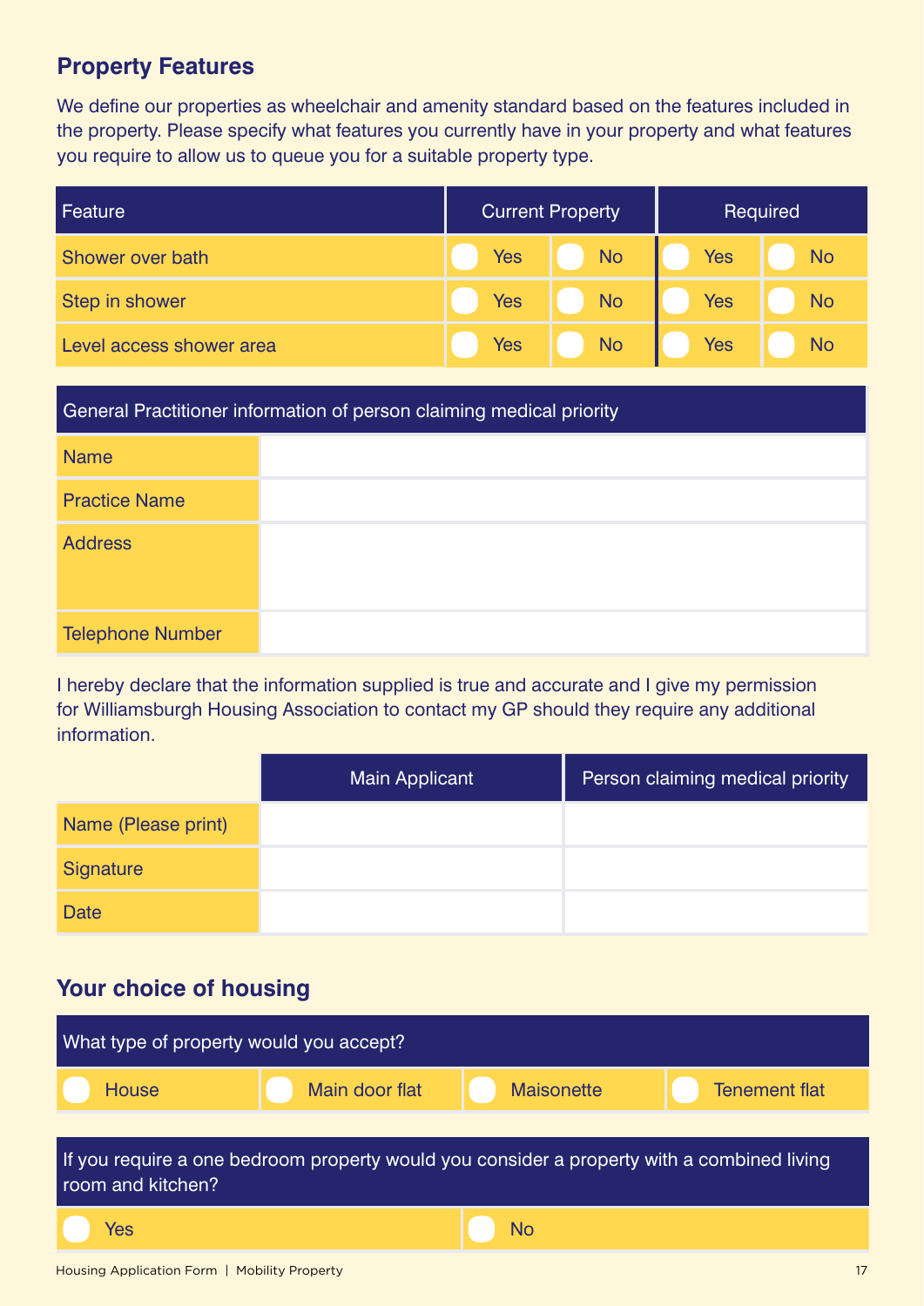## Property Features

We define our properties as wheelchair and amenity standard based on the features included in the property. Please specify what features you currently have in your property and what features you require to allow us to queue you for a suitable property type.

| Feature | Current Property | | Required | |
|---|---|---|---|---|
| Shower over bath | Yes | No | Yes | No |
| Step in shower | Yes | No | Yes | No |
| Level access shower area | Yes | No | Yes | No |

| General Practitioner information of person claiming medical priority | |
|---|---|
| Name | |
| Practice Name | |
| Address | |
| Telephone Number | |

I hereby declare that the information supplied is true and accurate and I give my permission for Williamsburgh Housing Association to contact my GP should they require any additional information.

| | Main Applicant | Person claiming medical priority |
|---|---|---|
| Name (Please print) | | |
| Signature | | |
| Date | | |

## Your choice of housing

| What type of property would you accept? | | | |
|---|---|---|---|
| House | Main door flat | Maisonette | Tenement flat |

| If you require a one bedroom property would you consider a property with a combined living room and kitchen? | |
|---|---|
| Yes | No |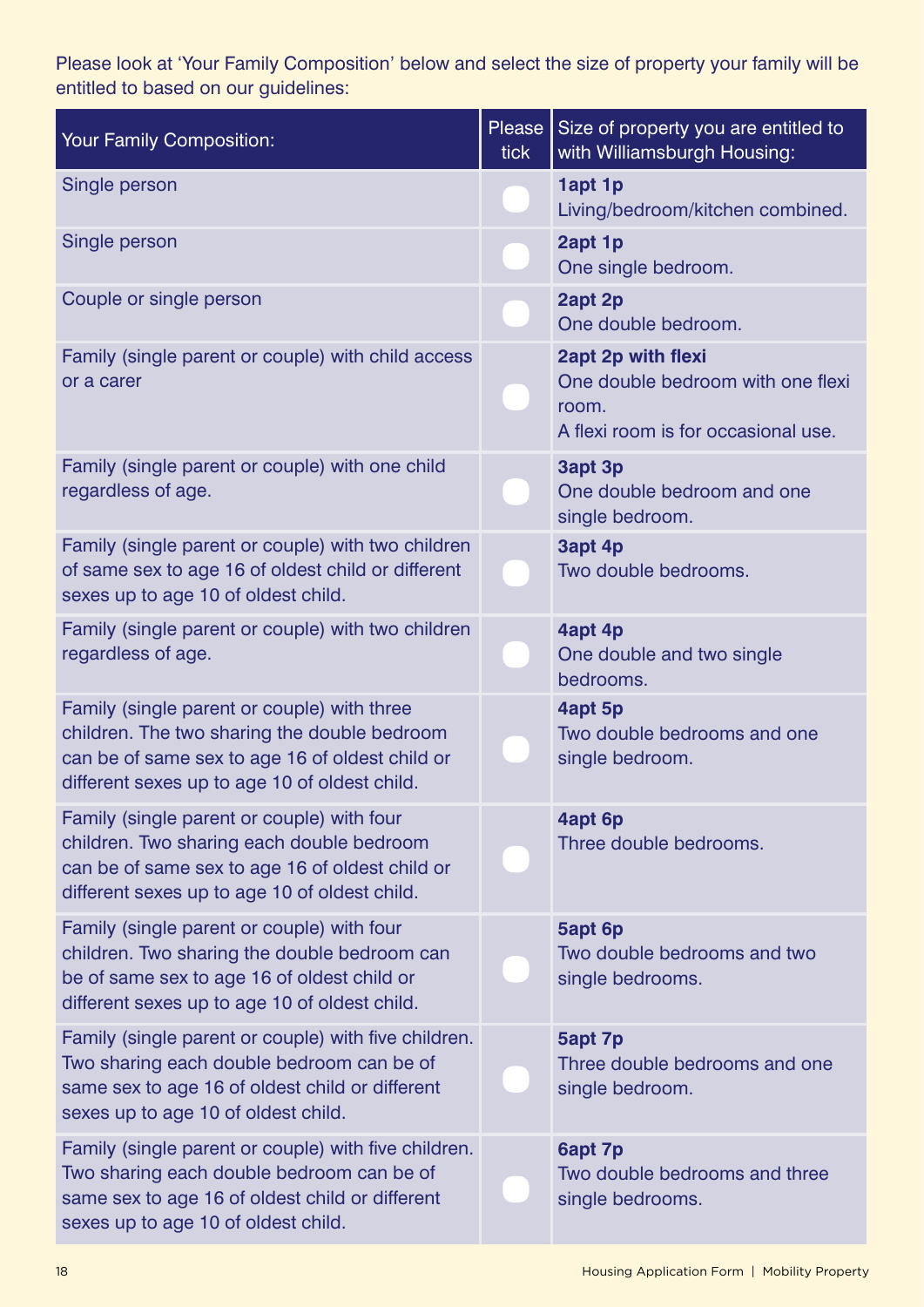Please look at 'Your Family Composition' below and select the size of property your family will be entitled to based on our guidelines:

| Your Family Composition: | Please tick | Size of property you are entitled to with Williamsburgh Housing: |
|---|---|---|
| Single person | | **1apt 1p** Living/bedroom/kitchen combined. |
| Single person | | **2apt 1p** One single bedroom. |
| Couple or single person | | **2apt 2p** One double bedroom. |
| Family (single parent or couple) with child access or a carer | | **2apt 2p with flexi** One double bedroom with one flexi room. A flexi room is for occasional use. |
| Family (single parent or couple) with one child regardless of age. | | **3apt 3p** One double bedroom and one single bedroom. |
| Family (single parent or couple) with two children of same sex to age 16 of oldest child or different sexes up to age 10 of oldest child. | | **3apt 4p** Two double bedrooms. |
| Family (single parent or couple) with two children regardless of age. | | **4apt 4p** One double and two single bedrooms. |
| Family (single parent or couple) with three children. The two sharing the double bedroom can be of same sex to age 16 of oldest child or different sexes up to age 10 of oldest child. | | **4apt 5p** Two double bedrooms and one single bedroom. |
| Family (single parent or couple) with four children. Two sharing each double bedroom can be of same sex to age 16 of oldest child or different sexes up to age 10 of oldest child. | | **4apt 6p** Three double bedrooms. |
| Family (single parent or couple) with four children. Two sharing the double bedroom can be of same sex to age 16 of oldest child or different sexes up to age 10 of oldest child. | | **5apt 6p** Two double bedrooms and two single bedrooms. |
| Family (single parent or couple) with five children. Two sharing each double bedroom can be of same sex to age 16 of oldest child or different sexes up to age 10 of oldest child. | | **5apt 7p** Three double bedrooms and one single bedroom. |
| Family (single parent or couple) with five children. Two sharing each double bedroom can be of same sex to age 16 of oldest child or different sexes up to age 10 of oldest child. | | **6apt 7p** Two double bedrooms and three single bedrooms. |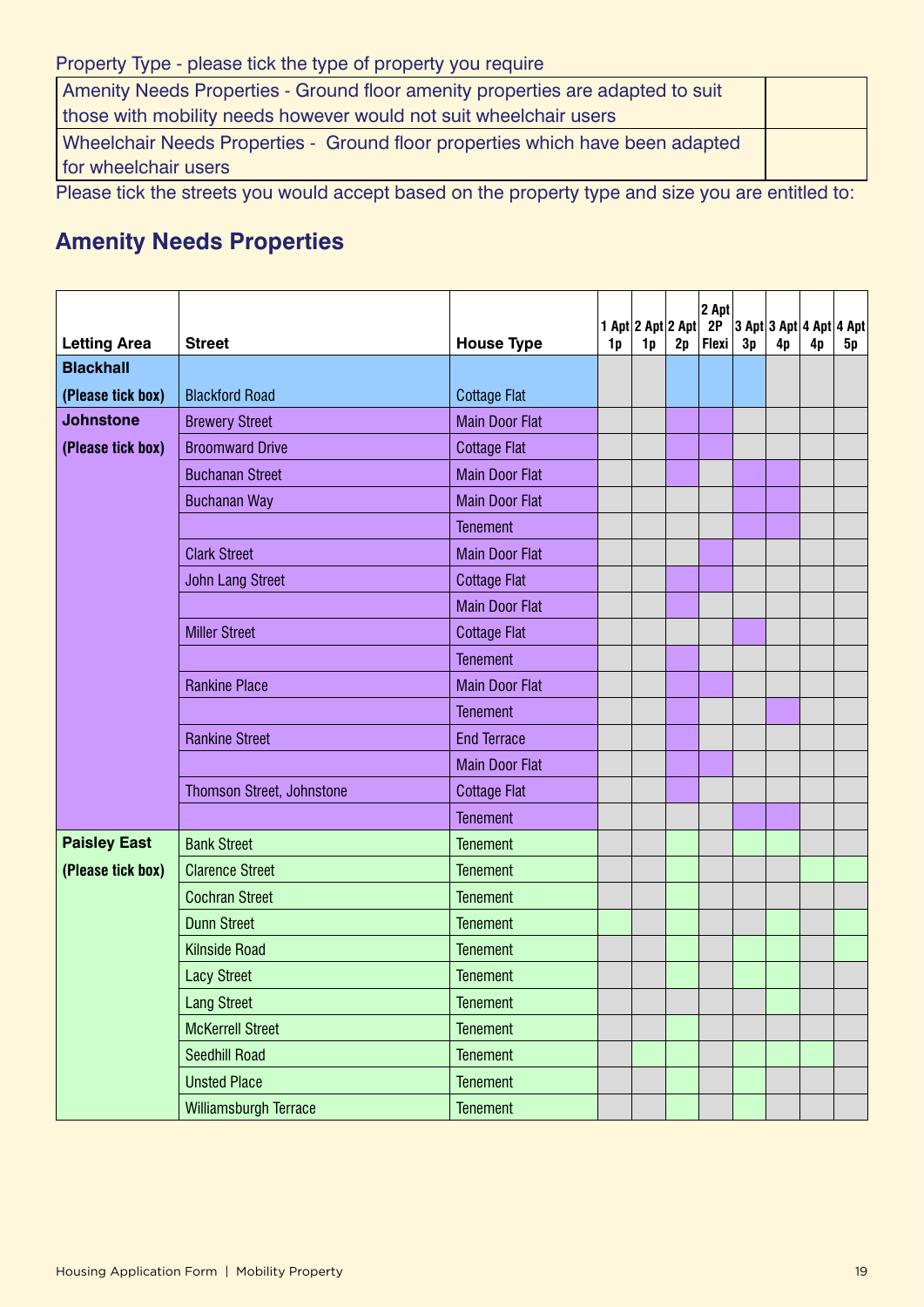Property Type - please tick the type of property you require

| | |
|---|---|
| Amenity Needs Properties - Ground floor amenity properties are adapted to suit those with mobility needs however would not suit wheelchair users | |
| Wheelchair Needs Properties - Ground floor properties which have been adapted for wheelchair users | |

Please tick the streets you would accept based on the property type and size you are entitled to:

## Amenity Needs Properties

| Letting Area | Street | House Type | 1 Apt 1p | 2 Apt 1p | 2 Apt 2p | 2 Apt 2P Flexi | 3 Apt 3p | 3 Apt 4p | 4 Apt 4p | 4 Apt 5p |
|---|---|---|---|---|---|---|---|---|---|---|
| **Blackhall** (Please tick box) | Blackford Road | Cottage Flat | | | | | | | | |
| **Johnstone** | Brewery Street | Main Door Flat | | | | | | | | |
| (Please tick box) | Broomward Drive | Cottage Flat | | | | | | | | |
| | Buchanan Street | Main Door Flat | | | | | | | | |
| | Buchanan Way | Main Door Flat | | | | | | | | |
| | | Tenement | | | | | | | | |
| | Clark Street | Main Door Flat | | | | | | | | |
| | John Lang Street | Cottage Flat | | | | | | | | |
| | | Main Door Flat | | | | | | | | |
| | Miller Street | Cottage Flat | | | | | | | | |
| | | Tenement | | | | | | | | |
| | Rankine Place | Main Door Flat | | | | | | | | |
| | | Tenement | | | | | | | | |
| | Rankine Street | End Terrace | | | | | | | | |
| | | Main Door Flat | | | | | | | | |
| | Thomson Street, Johnstone | Cottage Flat | | | | | | | | |
| | | Tenement | | | | | | | | |
| **Paisley East** | Bank Street | Tenement | | | | | | | | |
| (Please tick box) | Clarence Street | Tenement | | | | | | | | |
| | Cochran Street | Tenement | | | | | | | | |
| | Dunn Street | Tenement | | | | | | | | |
| | Kilnside Road | Tenement | | | | | | | | |
| | Lacy Street | Tenement | | | | | | | | |
| | Lang Street | Tenement | | | | | | | | |
| | McKerrell Street | Tenement | | | | | | | | |
| | Seedhill Road | Tenement | | | | | | | | |
| | Unsted Place | Tenement | | | | | | | | |
| | Williamsburgh Terrace | Tenement | | | | | | | | |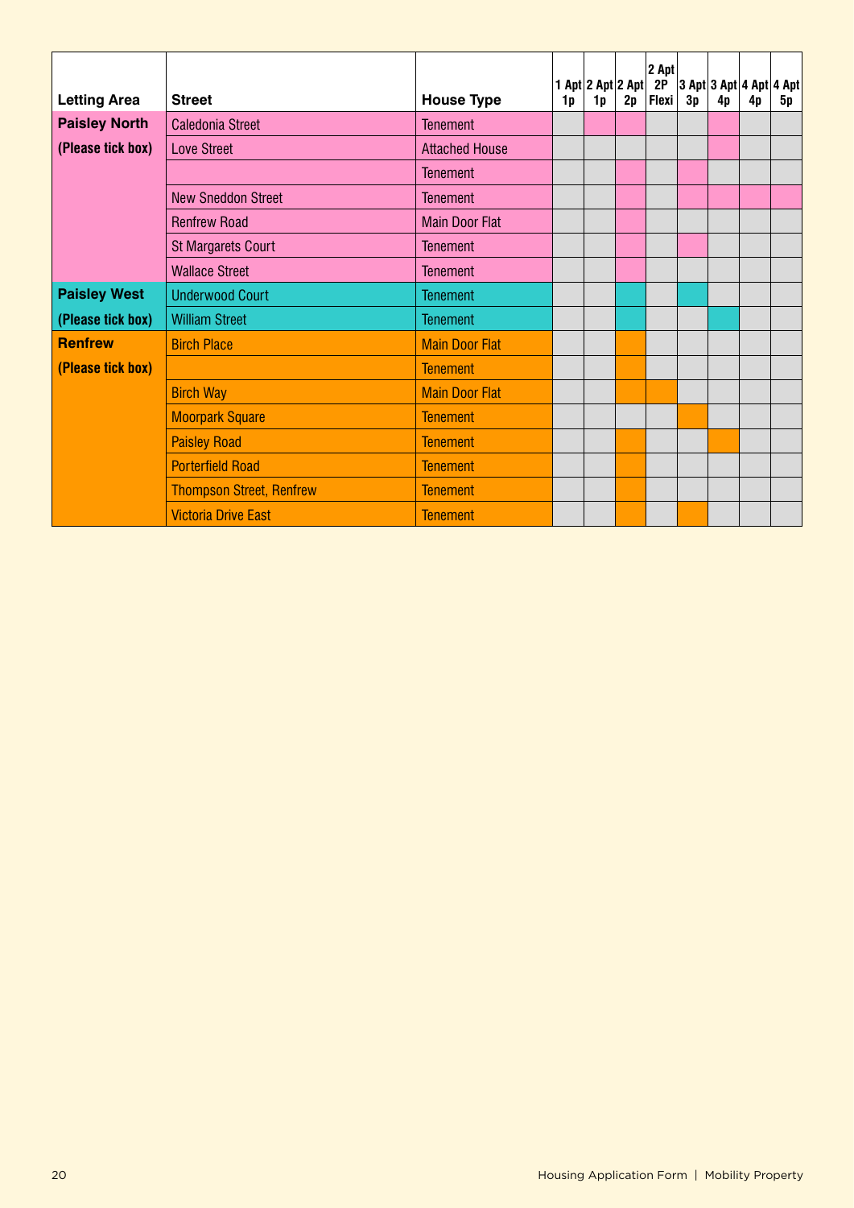| Letting Area | Street | House Type | 1 Apt 1p | 2 Apt 1p | 2 Apt 2p | 2 Apt 2P Flexi | 3 Apt 3p | 3 Apt 4p | 4 Apt 4p | 4 Apt 5p |
|---|---|---|---|---|---|---|---|---|---|---|
| **Paisley North** (Please tick box) | Caledonia Street | Tenement | | ☐ | ☐ | | | ☐ | | |
| | Love Street | Attached House | | | | | | ☐ | | |
| | | Tenement | | | ☐ | | ☐ | | | |
| | New Sneddon Street | Tenement | | | ☐ | | ☐ | ☐ | ☐ | ☐ |
| | Renfrew Road | Main Door Flat | | | ☐ | | | | | |
| | St Margarets Court | Tenement | | | ☐ | | ☐ | | | |
| | Wallace Street | Tenement | | | ☐ | | | | | |
| **Paisley West** (Please tick box) | Underwood Court | Tenement | | | ☐ | | ☐ | | | |
| | William Street | Tenement | | | ☐ | | | ☐ | | |
| **Renfrew** (Please tick box) | Birch Place | Main Door Flat | | | ☐ | | | | | |
| | | Tenement | | | ☐ | | | | | |
| | Birch Way | Main Door Flat | | | ☐ | ☐ | | | | |
| | Moorpark Square | Tenement | | | | | ☐ | | | |
| | Paisley Road | Tenement | | | ☐ | | | ☐ | | |
| | Porterfield Road | Tenement | | | ☐ | | | | | |
| | Thompson Street, Renfrew | Tenement | | | ☐ | | | | | |
| | Victoria Drive East | Tenement | | | ☐ | | ☐ | | | |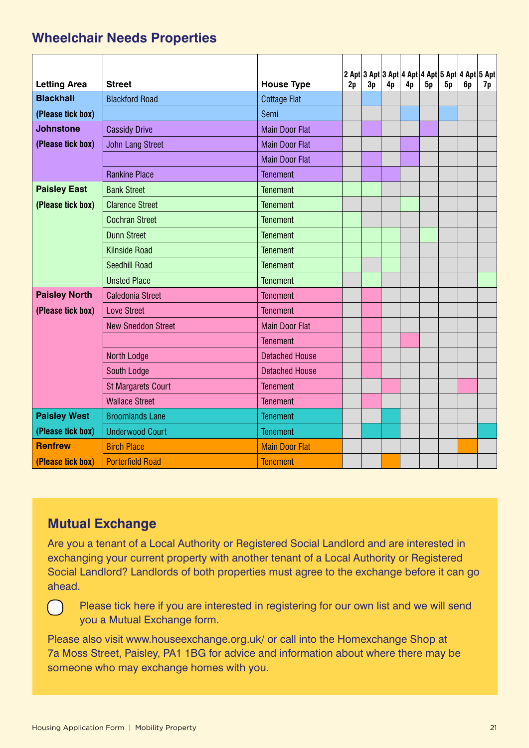## Wheelchair Needs Properties

(☐ = property type available to tick)

| Letting Area | Street | House Type | 2 Apt 2p | 3 Apt 3p | 3 Apt 4p | 4 Apt 4p | 4 Apt 5p | 5 Apt 5p | 4 Apt 6p | 5 Apt 7p |
|---|---|---|---|---|---|---|---|---|---|---|
| **Blackhall** | Blackford Road | Cottage Flat | | ☐ | | | | | | |
| **(Please tick box)** | | Semi | | | | ☐ | | ☐ | | |
| **Johnstone** | Cassidy Drive | Main Door Flat | | ☐ | | | ☐ | | | |
| **(Please tick box)** | John Lang Street | Main Door Flat | | | | ☐ | | | | |
| | | Main Door Flat | | ☐ | | ☐ | | | | |
| | Rankine Place | Tenement | | ☐ | ☐ | | | | | |
| **Paisley East** | Bank Street | Tenement | ☐ | ☐ | | | | | | |
| **(Please tick box)** | Clarence Street | Tenement | | | | ☐ | | | | |
| | Cochran Street | Tenement | ☐ | | | | | | | |
| | Dunn Street | Tenement | ☐ | ☐ | ☐ | | ☐ | | | |
| | Kilnside Road | Tenement | ☐ | ☐ | ☐ | | | | | |
| | Seedhill Road | Tenement | ☐ | | ☐ | | | | | |
| | Unsted Place | Tenement | | ☐ | | | | | | ☐ |
| **Paisley North** | Caledonia Street | Tenement | | ☐ | | | | | | |
| **(Please tick box)** | Love Street | Tenement | | ☐ | | | | | | |
| | New Sneddon Street | Main Door Flat | | ☐ | | | | | | |
| | | Tenement | | ☐ | | ☐ | | | | |
| | North Lodge | Detached House | | ☐ | | | | | | |
| | South Lodge | Detached House | | ☐ | | | | | | |
| | St Margarets Court | Tenement | | | ☐ | | | | ☐ | |
| | Wallace Street | Tenement | | ☐ | | | | | | |
| **Paisley West** | Broomlands Lane | Tenement | | | ☐ | | | | | |
| **(Please tick box)** | Underwood Court | Tenement | | ☐ | ☐ | | | | | ☐ |
| **Renfrew** | Birch Place | Main Door Flat | | | | | | | ☐ | |
| **(Please tick box)** | Porterfield Road | Tenement | | | ☐ | | | | | |

## Mutual Exchange

Are you a tenant of a Local Authority or Registered Social Landlord and are interested in exchanging your current property with another tenant of a Local Authority or Registered Social Landlord? Landlords of both properties must agree to the exchange before it can go ahead.

☐ Please tick here if you are interested in registering for our own list and we will send you a Mutual Exchange form.

Please also visit www.houseexchange.org.uk/ or call into the Homexchange Shop at 7a Moss Street, Paisley, PA1 1BG for advice and information about where there may be someone who may exchange homes with you.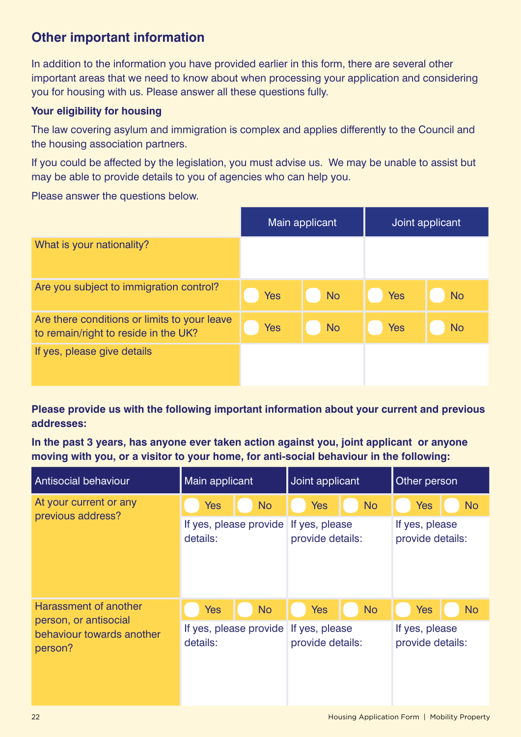## Other important information

In addition to the information you have provided earlier in this form, there are several other important areas that we need to know about when processing your application and considering you for housing with us. Please answer all these questions fully.

**Your eligibility for housing**

The law covering asylum and immigration is complex and applies differently to the Council and the housing association partners.

If you could be affected by the legislation, you must advise us. We may be unable to assist but may be able to provide details to you of agencies who can help you.

Please answer the questions below.

| | Main applicant | | Joint applicant | |
|---|---|---|---|---|
| What is your nationality? | | | | |
| Are you subject to immigration control? | Yes | No | Yes | No |
| Are there conditions or limits to your leave to remain/right to reside in the UK? | Yes | No | Yes | No |
| If yes, please give details | | | | |

**Please provide us with the following important information about your current and previous addresses:**

**In the past 3 years, has anyone ever taken action against you, joint applicant or anyone moving with you, or a visitor to your home, for anti-social behaviour in the following:**

| Antisocial behaviour | Main applicant | | Joint applicant | | Other person | |
|---|---|---|---|---|---|---|
| At your current or any previous address? | Yes | No | Yes | No | Yes | No |
| | If yes, please provide details: | | If yes, please provide details: | | If yes, please provide details: | |
| Harassment of another person, or antisocial behaviour towards another person? | Yes | No | Yes | No | Yes | No |
| | If yes, please provide details: | | If yes, please provide details: | | If yes, please provide details: | |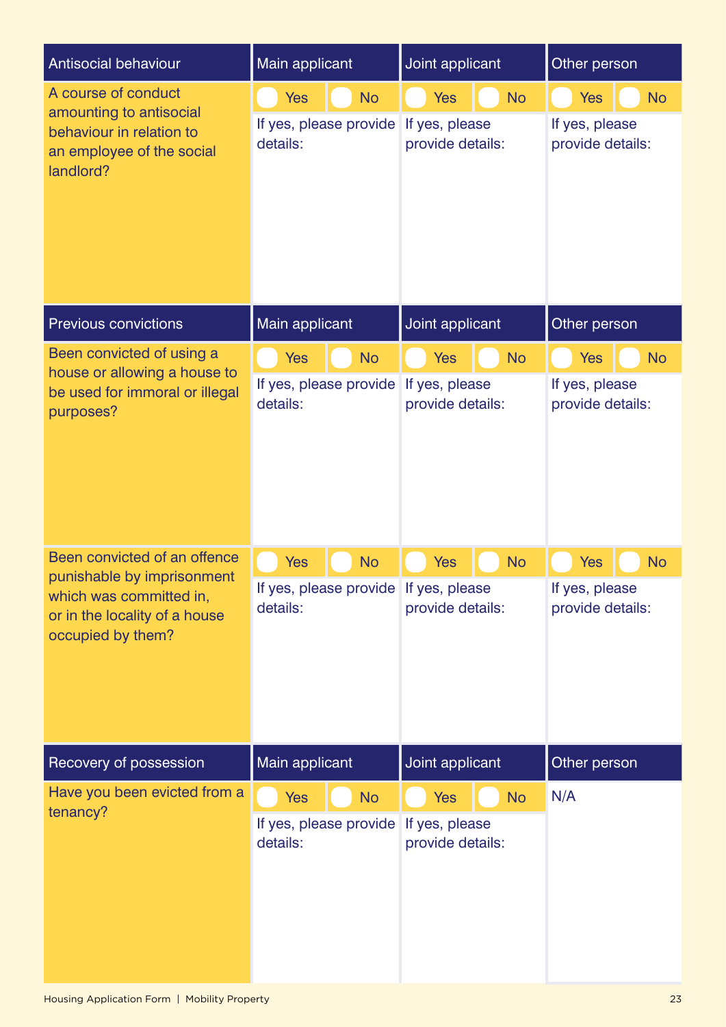| Antisocial behaviour | Main applicant | Joint applicant | Other person |
|---|---|---|---|
| A course of conduct amounting to antisocial behaviour in relation to an employee of the social landlord? | Yes No<br>If yes, please provide details: | Yes No<br>If yes, please provide details: | Yes No<br>If yes, please provide details: |

| Previous convictions | Main applicant | Joint applicant | Other person |
|---|---|---|---|
| Been convicted of using a house or allowing a house to be used for immoral or illegal purposes? | Yes No<br>If yes, please provide details: | Yes No<br>If yes, please provide details: | Yes No<br>If yes, please provide details: |
| Been convicted of an offence punishable by imprisonment which was committed in, or in the locality of a house occupied by them? | Yes No<br>If yes, please provide details: | Yes No<br>If yes, please provide details: | Yes No<br>If yes, please provide details: |

| Recovery of possession | Main applicant | Joint applicant | Other person |
|---|---|---|---|
| Have you been evicted from a tenancy? | Yes No<br>If yes, please provide details: | Yes No<br>If yes, please provide details: | N/A |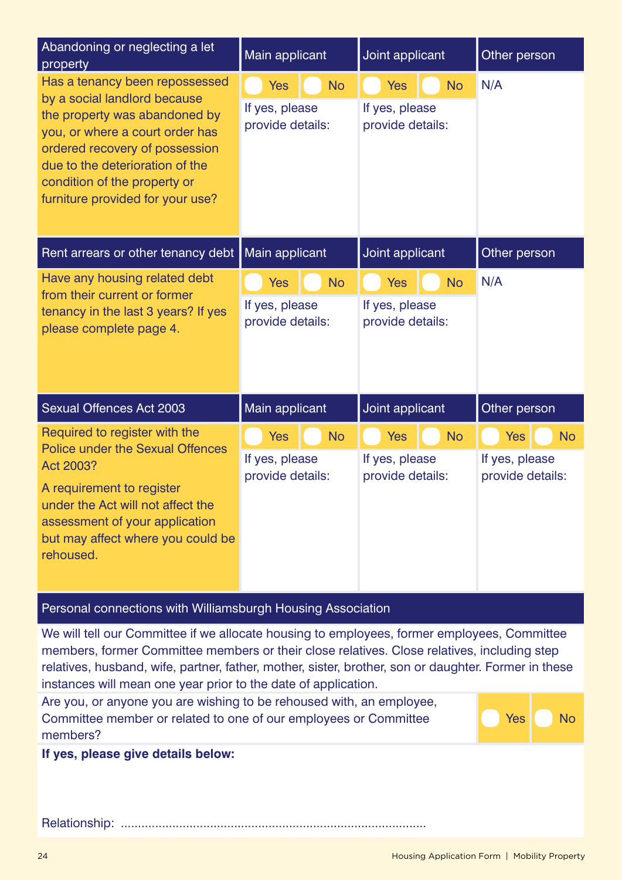| Abandoning or neglecting a let property | Main applicant | Joint applicant | Other person |
|---|---|---|---|
| Has a tenancy been repossessed by a social landlord because the property was abandoned by you, or where a court order has ordered recovery of possession due to the deterioration of the condition of the property or furniture provided for your use? | Yes / No<br>If yes, please provide details: | Yes / No<br>If yes, please provide details: | N/A |

| Rent arrears or other tenancy debt | Main applicant | Joint applicant | Other person |
|---|---|---|---|
| Have any housing related debt from their current or former tenancy in the last 3 years? If yes please complete page 4. | Yes / No<br>If yes, please provide details: | Yes / No<br>If yes, please provide details: | N/A |

| Sexual Offences Act 2003 | Main applicant | Joint applicant | Other person |
|---|---|---|---|
| Required to register with the Police under the Sexual Offences Act 2003?<br>A requirement to register under the Act will not affect the assessment of your application but may affect where you could be rehoused. | Yes / No<br>If yes, please provide details: | Yes / No<br>If yes, please provide details: | Yes / No<br>If yes, please provide details: |

## Personal connections with Williamsburgh Housing Association

We will tell our Committee if we allocate housing to employees, former employees, Committee members, former Committee members or their close relatives. Close relatives, including step relatives, husband, wife, partner, father, mother, sister, brother, son or daughter. Former in these instances will mean one year prior to the date of application.

Are you, or anyone you are wishing to be rehoused with, an employee, Committee member or related to one of our employees or Committee members? Yes / No

**If yes, please give details below:**

Relationship: ........................................................................................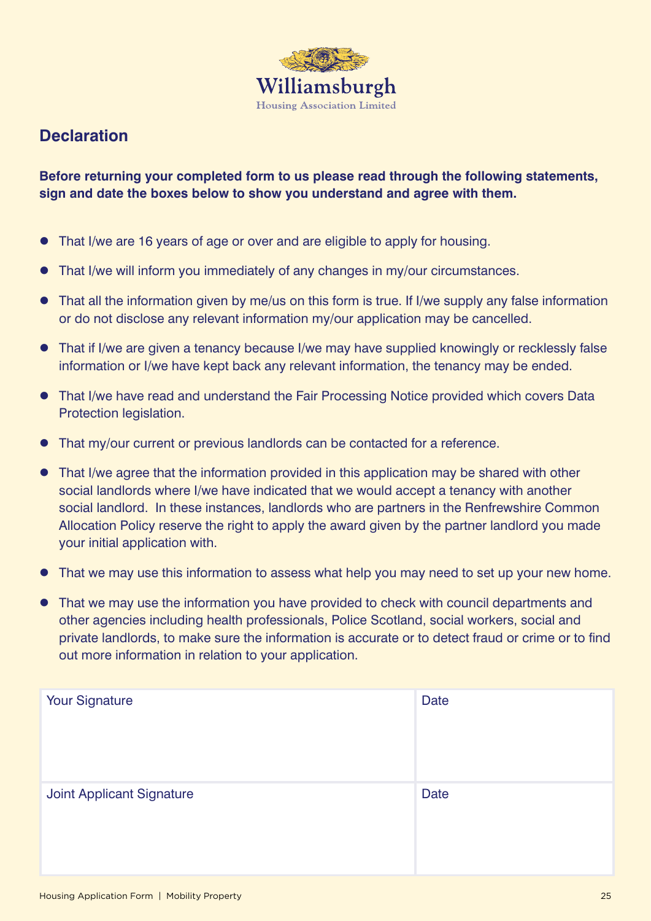Williamsburgh
Housing Association Limited

## Declaration

**Before returning your completed form to us please read through the following statements, sign and date the boxes below to show you understand and agree with them.**

- That I/we are 16 years of age or over and are eligible to apply for housing.
- That I/we will inform you immediately of any changes in my/our circumstances.
- That all the information given by me/us on this form is true. If I/we supply any false information or do not disclose any relevant information my/our application may be cancelled.
- That if I/we are given a tenancy because I/we may have supplied knowingly or recklessly false information or I/we have kept back any relevant information, the tenancy may be ended.
- That I/we have read and understand the Fair Processing Notice provided which covers Data Protection legislation.
- That my/our current or previous landlords can be contacted for a reference.
- That I/we agree that the information provided in this application may be shared with other social landlords where I/we have indicated that we would accept a tenancy with another social landlord. In these instances, landlords who are partners in the Renfrewshire Common Allocation Policy reserve the right to apply the award given by the partner landlord you made your initial application with.
- That we may use this information to assess what help you may need to set up your new home.
- That we may use the information you have provided to check with council departments and other agencies including health professionals, Police Scotland, social workers, social and private landlords, to make sure the information is accurate or to detect fraud or crime or to find out more information in relation to your application.

| | |
|---|---|
| Your Signature | Date |
| Joint Applicant Signature | Date |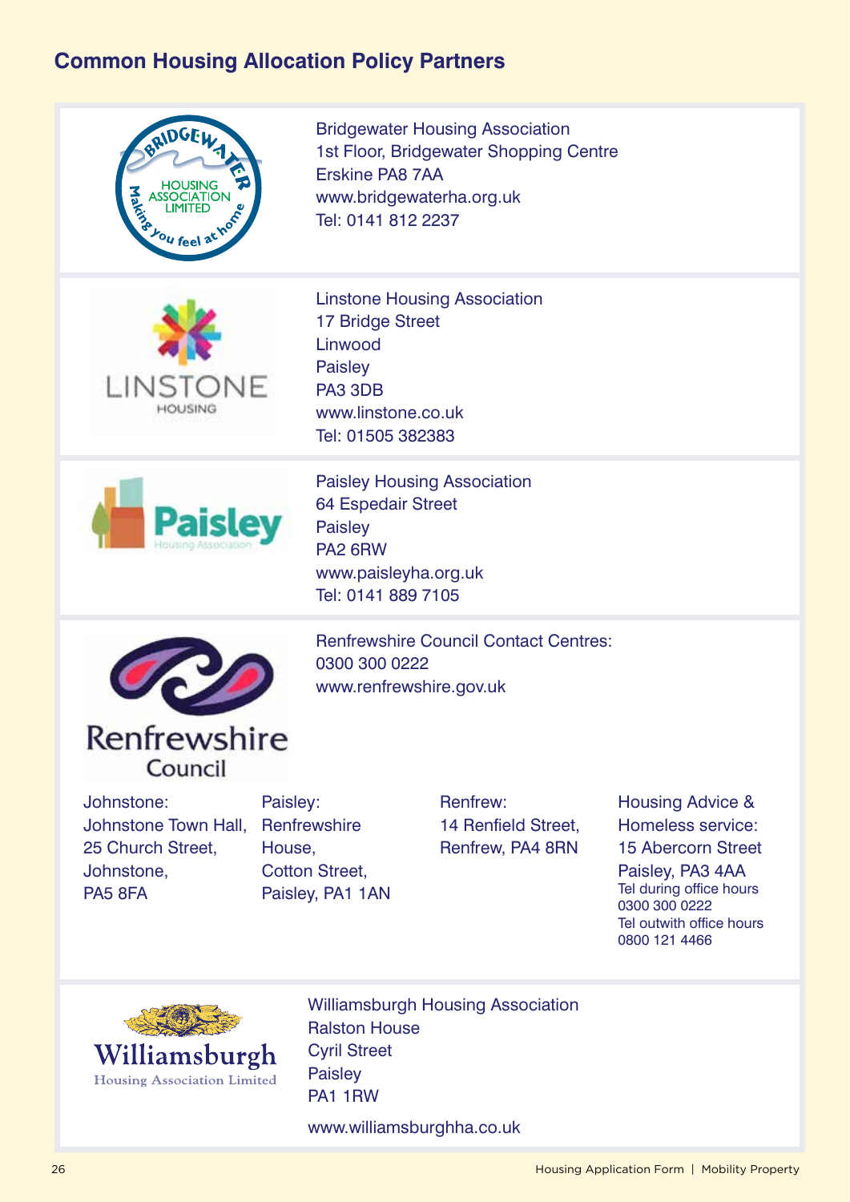## Common Housing Allocation Policy Partners

Bridgewater Housing Association
1st Floor, Bridgewater Shopping Centre
Erskine PA8 7AA
www.bridgewaterha.org.uk
Tel: 0141 812 2237

Linstone Housing Association
17 Bridge Street
Linwood
Paisley
PA3 3DB
www.linstone.co.uk
Tel: 01505 382383

Paisley Housing Association
64 Espedair Street
Paisley
PA2 6RW
www.paisleyha.org.uk
Tel: 0141 889 7105

Renfrewshire Council Contact Centres:
0300 300 0222
www.renfrewshire.gov.uk

Johnstone:
Johnstone Town Hall,
25 Church Street,
Johnstone,
PA5 8FA

Paisley:
Renfrewshire House,
Cotton Street,
Paisley, PA1 1AN

Renfrew:
14 Renfield Street,
Renfrew, PA4 8RN

Housing Advice & Homeless service:
15 Abercorn Street
Paisley, PA3 4AA
Tel during office hours
0300 300 0222
Tel outwith office hours
0800 121 4466

Williamsburgh Housing Association
Ralston House
Cyril Street
Paisley
PA1 1RW

www.williamsburghha.co.uk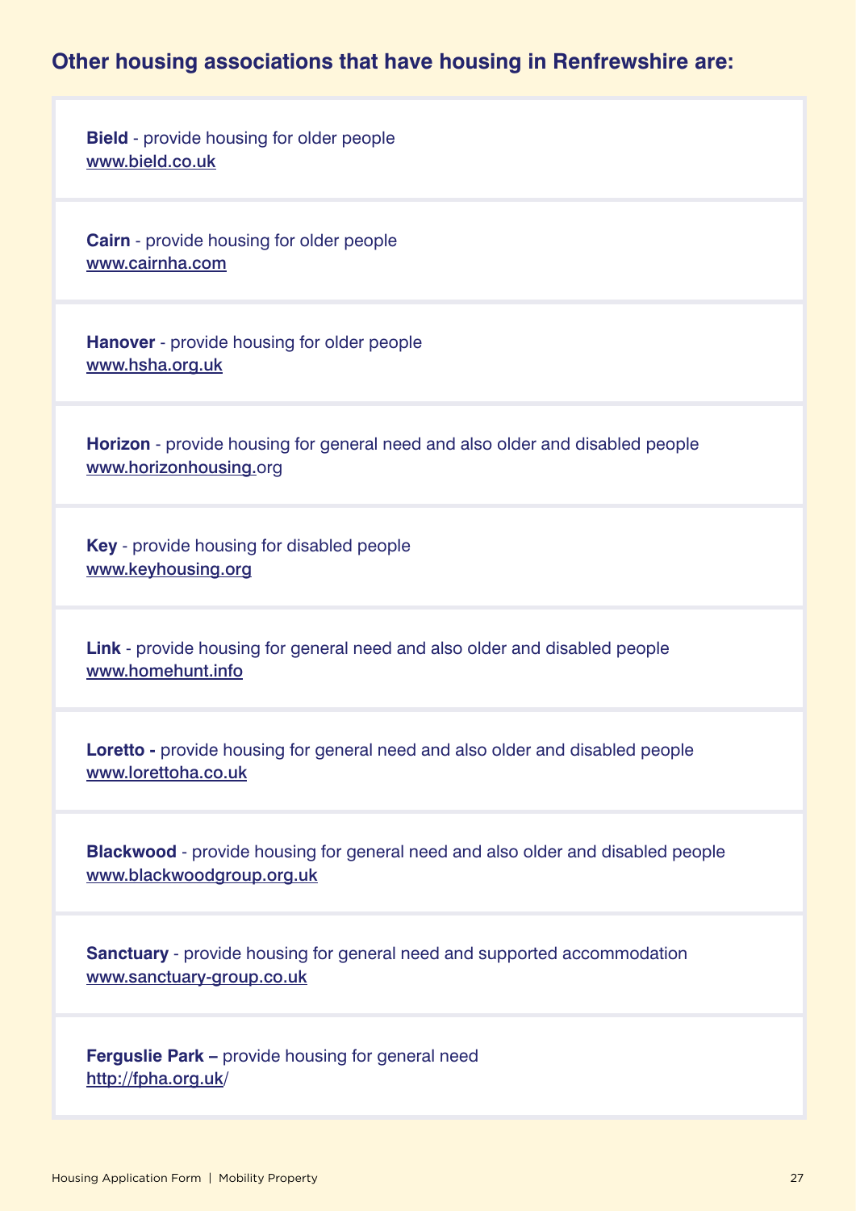## Other housing associations that have housing in Renfrewshire are:

**Bield** - provide housing for older people
www.bield.co.uk

**Cairn** - provide housing for older people
www.cairnha.com

**Hanover** - provide housing for older people
www.hsha.org.uk

**Horizon** - provide housing for general need and also older and disabled people
www.horizonhousing.org

**Key** - provide housing for disabled people
www.keyhousing.org

**Link** - provide housing for general need and also older and disabled people
www.homehunt.info

**Loretto -** provide housing for general need and also older and disabled people
www.lorettoha.co.uk

**Blackwood** - provide housing for general need and also older and disabled people
www.blackwoodgroup.org.uk

**Sanctuary** - provide housing for general need and supported accommodation
www.sanctuary-group.co.uk

**Ferguslie Park –** provide housing for general need
http://fpha.org.uk/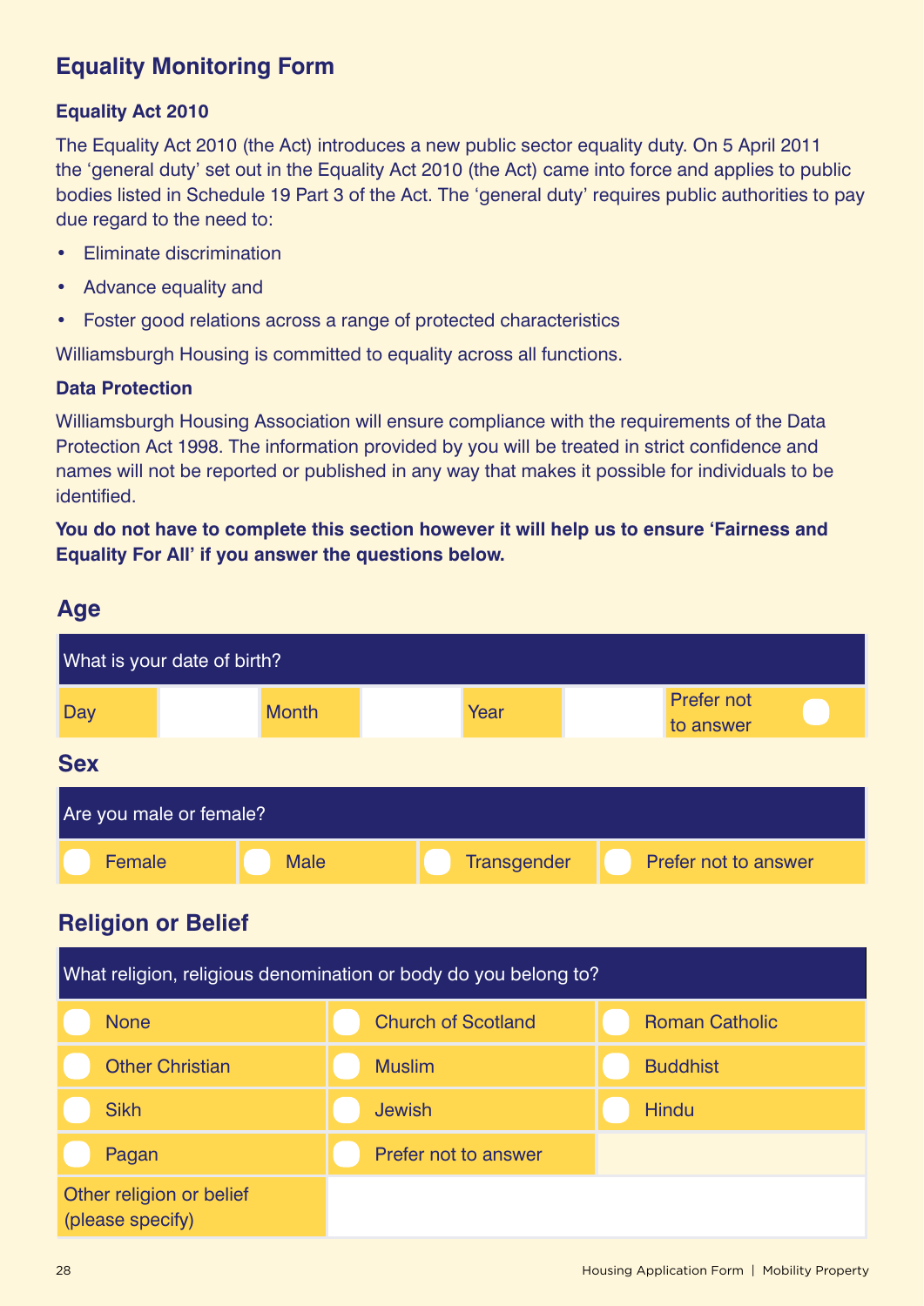# Equality Monitoring Form

### Equality Act 2010

The Equality Act 2010 (the Act) introduces a new public sector equality duty. On 5 April 2011 the 'general duty' set out in the Equality Act 2010 (the Act) came into force and applies to public bodies listed in Schedule 19 Part 3 of the Act. The 'general duty' requires public authorities to pay due regard to the need to:

- Eliminate discrimination
- Advance equality and
- Foster good relations across a range of protected characteristics

Williamsburgh Housing is committed to equality across all functions.

### Data Protection

Williamsburgh Housing Association will ensure compliance with the requirements of the Data Protection Act 1998. The information provided by you will be treated in strict confidence and names will not be reported or published in any way that makes it possible for individuals to be identified.

**You do not have to complete this section however it will help us to ensure 'Fairness and Equality For All' if you answer the questions below.**

## Age

| What is your date of birth? | | | | | | | |
|---|---|---|---|---|---|---|---|
| Day | | Month | | Year | | Prefer not to answer | ☐ |

## Sex

| Are you male or female? | | | |
|---|---|---|---|
| ☐ Female | ☐ Male | ☐ Transgender | ☐ Prefer not to answer |

## Religion or Belief

| What religion, religious denomination or body do you belong to? | | |
|---|---|---|
| ☐ None | ☐ Church of Scotland | ☐ Roman Catholic |
| ☐ Other Christian | ☐ Muslim | ☐ Buddhist |
| ☐ Sikh | ☐ Jewish | ☐ Hindu |
| ☐ Pagan | ☐ Prefer not to answer | |
| Other religion or belief (please specify) | | |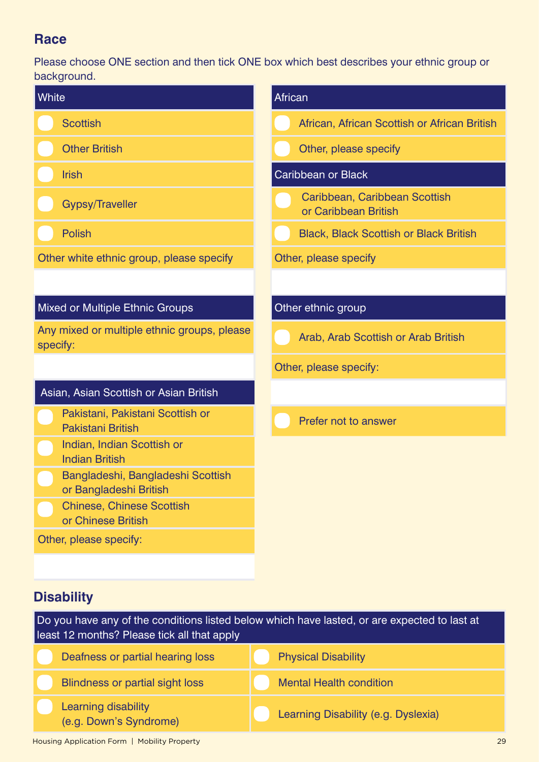## Race

Please choose ONE section and then tick ONE box which best describes your ethnic group or background.

### White

- ☐ Scottish
- ☐ Other British
- ☐ Irish
- ☐ Gypsy/Traveller
- ☐ Polish

Other white ethnic group, please specify

### Mixed or Multiple Ethnic Groups

Any mixed or multiple ethnic groups, please specify:

### Asian, Asian Scottish or Asian British

- ☐ Pakistani, Pakistani Scottish or Pakistani British
- ☐ Indian, Indian Scottish or Indian British
- ☐ Bangladeshi, Bangladeshi Scottish or Bangladeshi British
- ☐ Chinese, Chinese Scottish or Chinese British

Other, please specify:

### African

- ☐ African, African Scottish or African British
- ☐ Other, please specify

### Caribbean or Black

- ☐ Caribbean, Caribbean Scottish or Caribbean British
- ☐ Black, Black Scottish or Black British

Other, please specify

### Other ethnic group

- ☐ Arab, Arab Scottish or Arab British

Other, please specify:

- ☐ Prefer not to answer

## Disability

Do you have any of the conditions listed below which have lasted, or are expected to last at least 12 months? Please tick all that apply

- ☐ Deafness or partial hearing loss
- ☐ Physical Disability
- ☐ Blindness or partial sight loss
- ☐ Mental Health condition
- ☐ Learning disability (e.g. Down's Syndrome)
- ☐ Learning Disability (e.g. Dyslexia)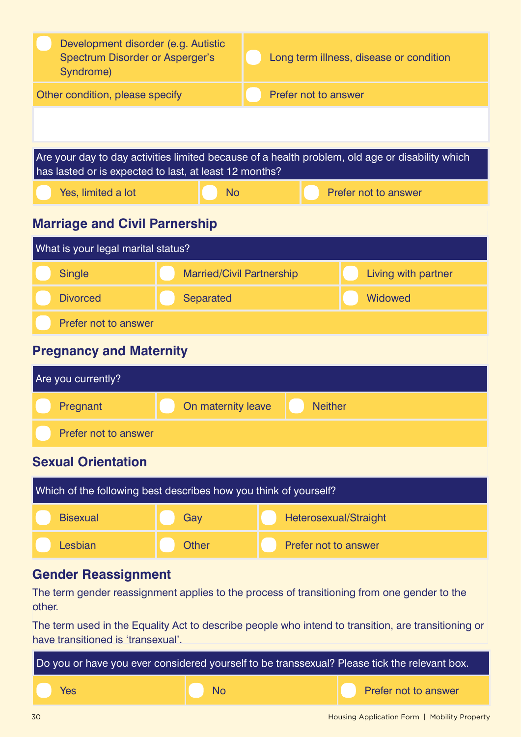| | |
|---|---|
| ☐ Development disorder (e.g. Autistic Spectrum Disorder or Asperger's Syndrome) | ☐ Long term illness, disease or condition |
| Other condition, please specify | ☐ Prefer not to answer |
| | |

| Are your day to day activities limited because of a health problem, old age or disability which has lasted or is expected to last, at least 12 months? | | |
|---|---|---|
| ☐ Yes, limited a lot | ☐ No | ☐ Prefer not to answer |

## Marriage and Civil Parnership

| What is your legal marital status? | | |
|---|---|---|
| ☐ Single | ☐ Married/Civil Partnership | ☐ Living with partner |
| ☐ Divorced | ☐ Separated | ☐ Widowed |
| ☐ Prefer not to answer | | |

## Pregnancy and Maternity

| Are you currently? | | |
|---|---|---|
| ☐ Pregnant | ☐ On maternity leave | ☐ Neither |
| ☐ Prefer not to answer | | |

## Sexual Orientation

| Which of the following best describes how you think of yourself? | | |
|---|---|---|
| ☐ Bisexual | ☐ Gay | ☐ Heterosexual/Straight |
| ☐ Lesbian | ☐ Other | ☐ Prefer not to answer |

## Gender Reassignment

The term gender reassignment applies to the process of transitioning from one gender to the other.

The term used in the Equality Act to describe people who intend to transition, are transitioning or have transitioned is 'transexual'.

| Do you or have you ever considered yourself to be transsexual? Please tick the relevant box. | | |
|---|---|---|
| ☐ Yes | ☐ No | ☐ Prefer not to answer |